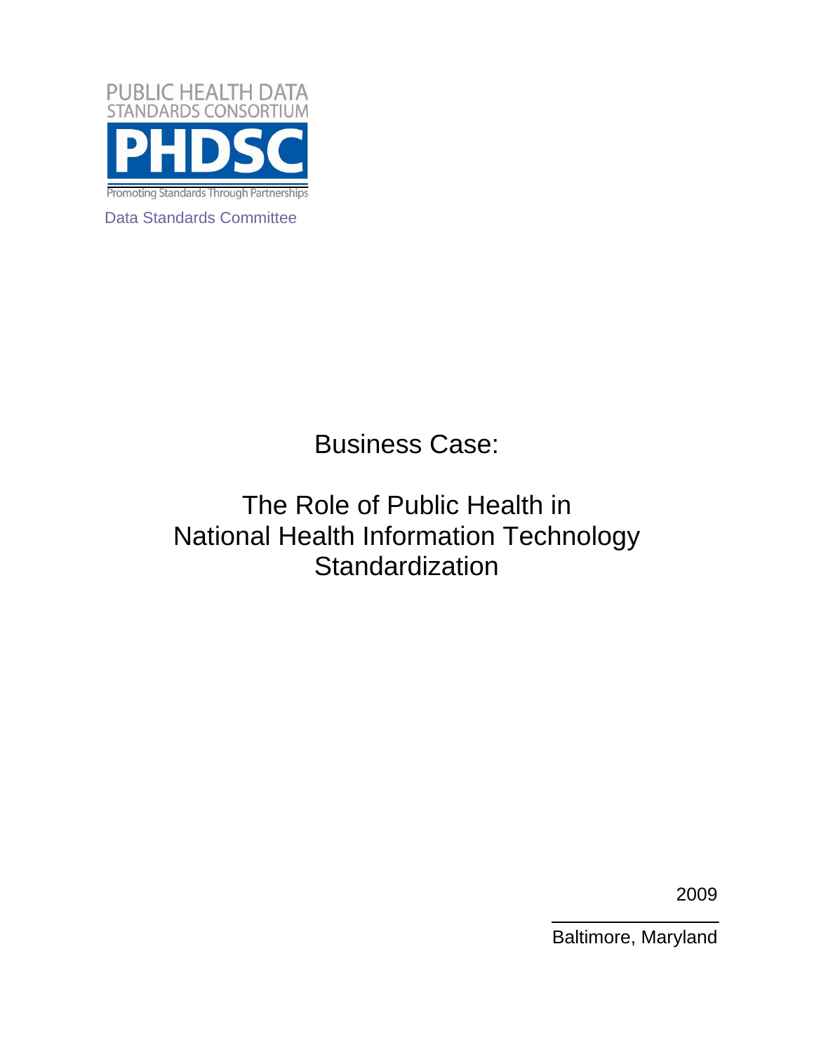PUBLIC HEALTH DATA STANDARDS CONSORTIUM

PHDSC

Promoting Standards Through Partnerships

Data Standards Committee

# Business Case:

# The Role of Public Health in National Health Information Technology Standardization

2009

Baltimore, Maryland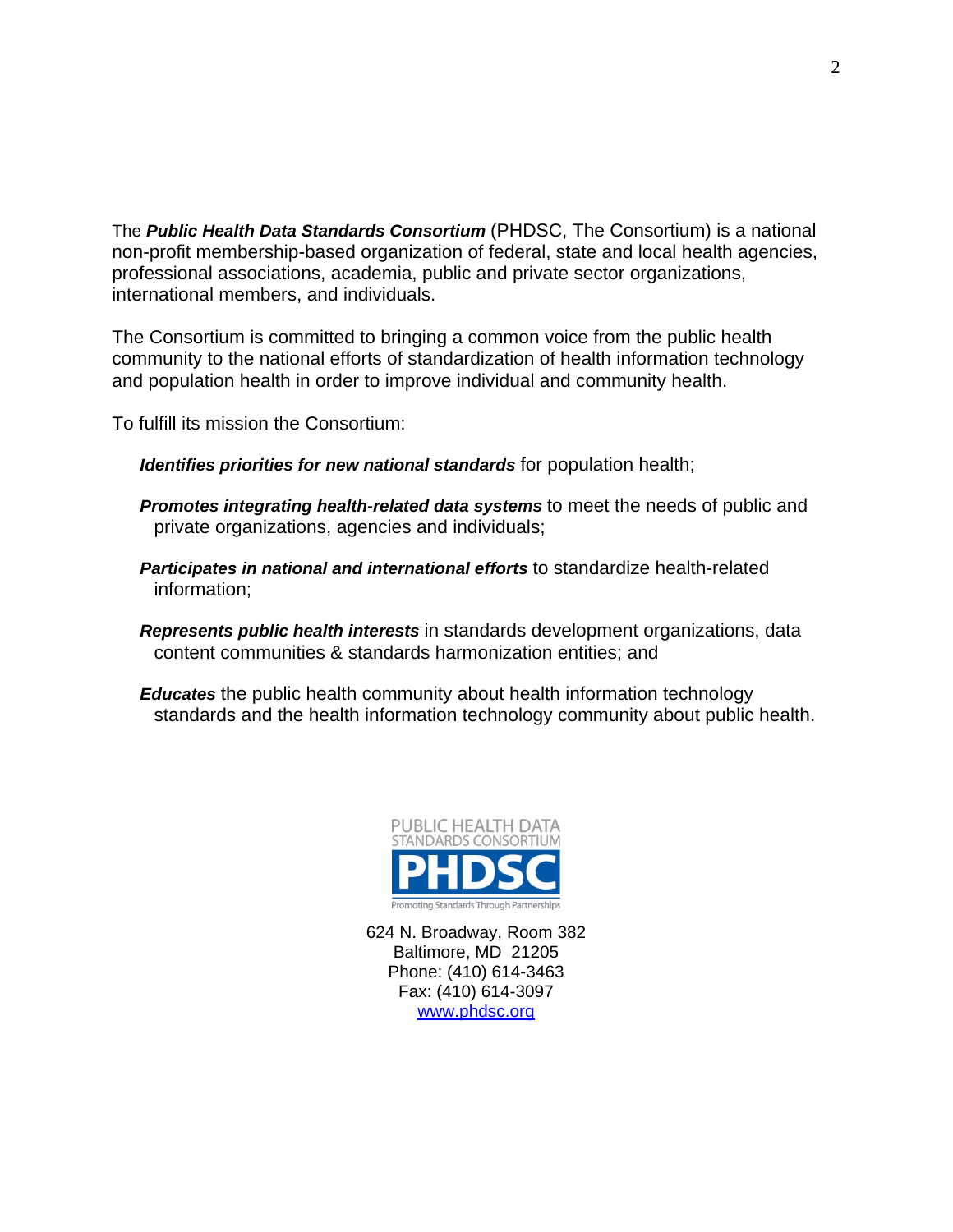The ***Public Health Data Standards Consortium*** (PHDSC, The Consortium) is a national non-profit membership-based organization of federal, state and local health agencies, professional associations, academia, public and private sector organizations, international members, and individuals.

The Consortium is committed to bringing a common voice from the public health community to the national efforts of standardization of health information technology and population health in order to improve individual and community health.

To fulfill its mission the Consortium:

- ***Identifies priorities for new national standards*** for population health;
- ***Promotes integrating health-related data systems*** to meet the needs of public and private organizations, agencies and individuals;
- ***Participates in national and international efforts*** to standardize health-related information;
- ***Represents public health interests*** in standards development organizations, data content communities & standards harmonization entities; and
- ***Educates*** the public health community about health information technology standards and the health information technology community about public health.

PUBLIC HEALTH DATA STANDARDS CONSORTIUM

PHDSC

Promoting Standards Through Partnerships

624 N. Broadway, Room 382
Baltimore, MD 21205
Phone: (410) 614-3463
Fax: (410) 614-3097
www.phdsc.org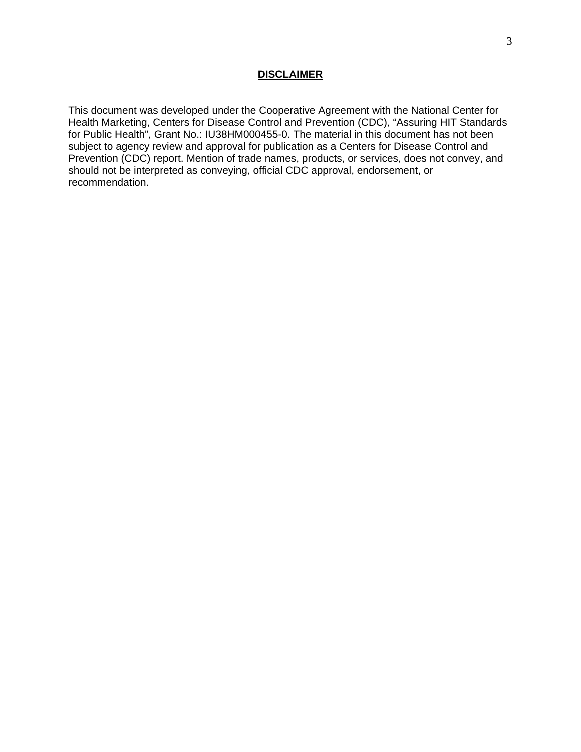## **DISCLAIMER**

This document was developed under the Cooperative Agreement with the National Center for Health Marketing, Centers for Disease Control and Prevention (CDC), "Assuring HIT Standards for Public Health", Grant No.: IU38HM000455-0. The material in this document has not been subject to agency review and approval for publication as a Centers for Disease Control and Prevention (CDC) report. Mention of trade names, products, or services, does not convey, and should not be interpreted as conveying, official CDC approval, endorsement, or recommendation.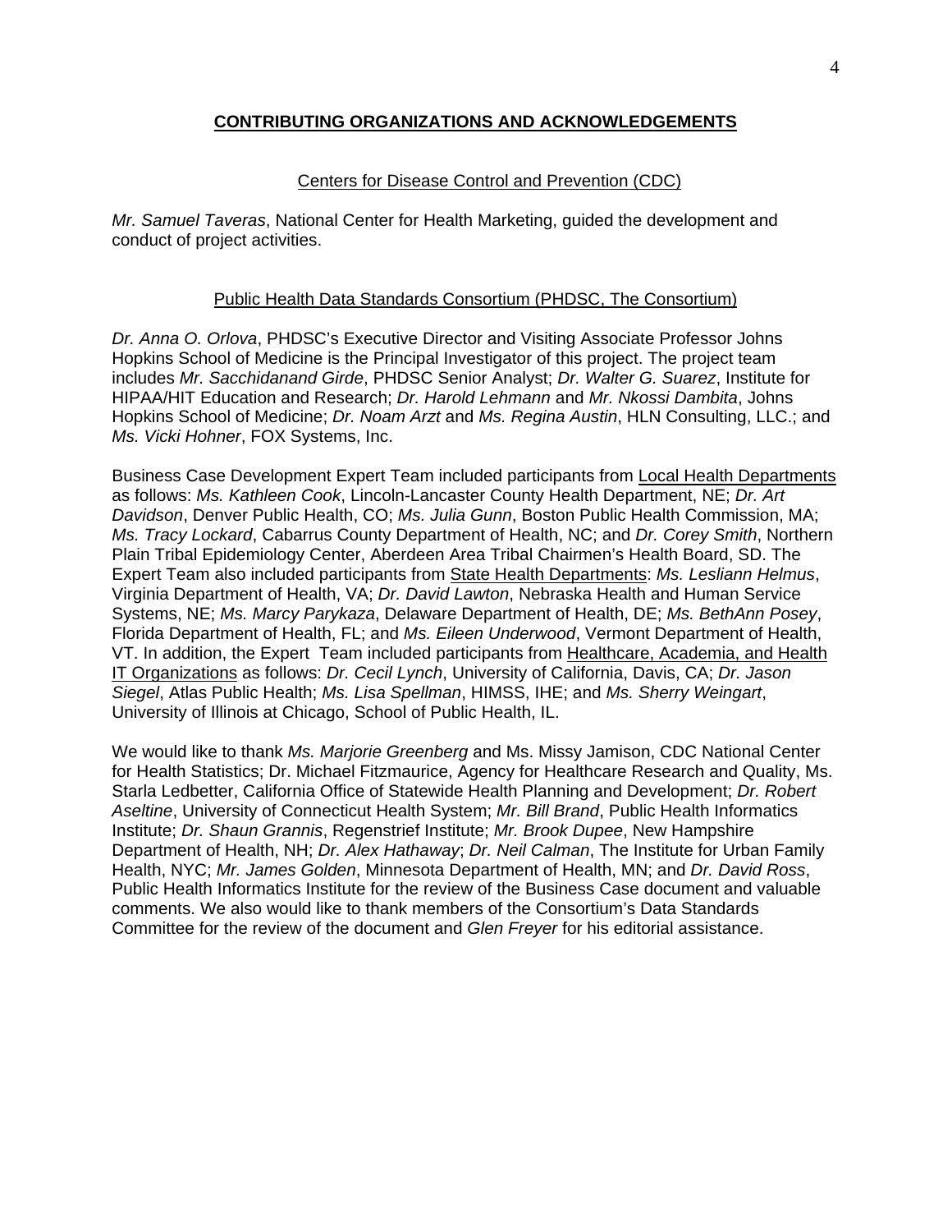## CONTRIBUTING ORGANIZATIONS AND ACKNOWLEDGEMENTS

### Centers for Disease Control and Prevention (CDC)

*Mr. Samuel Taveras*, National Center for Health Marketing, guided the development and conduct of project activities.

### Public Health Data Standards Consortium (PHDSC, The Consortium)

*Dr. Anna O. Orlova*, PHDSC's Executive Director and Visiting Associate Professor Johns Hopkins School of Medicine is the Principal Investigator of this project. The project team includes *Mr. Sacchidanand Girde*, PHDSC Senior Analyst; *Dr. Walter G. Suarez*, Institute for HIPAA/HIT Education and Research; *Dr. Harold Lehmann* and *Mr. Nkossi Dambita*, Johns Hopkins School of Medicine; *Dr. Noam Arzt* and *Ms. Regina Austin*, HLN Consulting, LLC.; and *Ms. Vicki Hohner*, FOX Systems, Inc.

Business Case Development Expert Team included participants from Local Health Departments as follows: *Ms. Kathleen Cook*, Lincoln-Lancaster County Health Department, NE; *Dr. Art Davidson*, Denver Public Health, CO; *Ms. Julia Gunn*, Boston Public Health Commission, MA; *Ms. Tracy Lockard*, Cabarrus County Department of Health, NC; and *Dr. Corey Smith*, Northern Plain Tribal Epidemiology Center, Aberdeen Area Tribal Chairmen's Health Board, SD. The Expert Team also included participants from State Health Departments: *Ms. Lesliann Helmus*, Virginia Department of Health, VA; *Dr. David Lawton*, Nebraska Health and Human Service Systems, NE; *Ms. Marcy Parykaza*, Delaware Department of Health, DE; *Ms. BethAnn Posey*, Florida Department of Health, FL; and *Ms. Eileen Underwood*, Vermont Department of Health, VT. In addition, the Expert Team included participants from Healthcare, Academia, and Health IT Organizations as follows: *Dr. Cecil Lynch*, University of California, Davis, CA; *Dr. Jason Siegel*, Atlas Public Health; *Ms. Lisa Spellman*, HIMSS, IHE; and *Ms. Sherry Weingart*, University of Illinois at Chicago, School of Public Health, IL.

We would like to thank *Ms. Marjorie Greenberg* and Ms. Missy Jamison, CDC National Center for Health Statistics; Dr. Michael Fitzmaurice, Agency for Healthcare Research and Quality, Ms. Starla Ledbetter, California Office of Statewide Health Planning and Development; *Dr. Robert Aseltine*, University of Connecticut Health System; *Mr. Bill Brand*, Public Health Informatics Institute; *Dr. Shaun Grannis*, Regenstrief Institute; *Mr. Brook Dupee*, New Hampshire Department of Health, NH; *Dr. Alex Hathaway*; *Dr. Neil Calman*, The Institute for Urban Family Health, NYC; *Mr. James Golden*, Minnesota Department of Health, MN; and *Dr. David Ross*, Public Health Informatics Institute for the review of the Business Case document and valuable comments. We also would like to thank members of the Consortium's Data Standards Committee for the review of the document and *Glen Freyer* for his editorial assistance.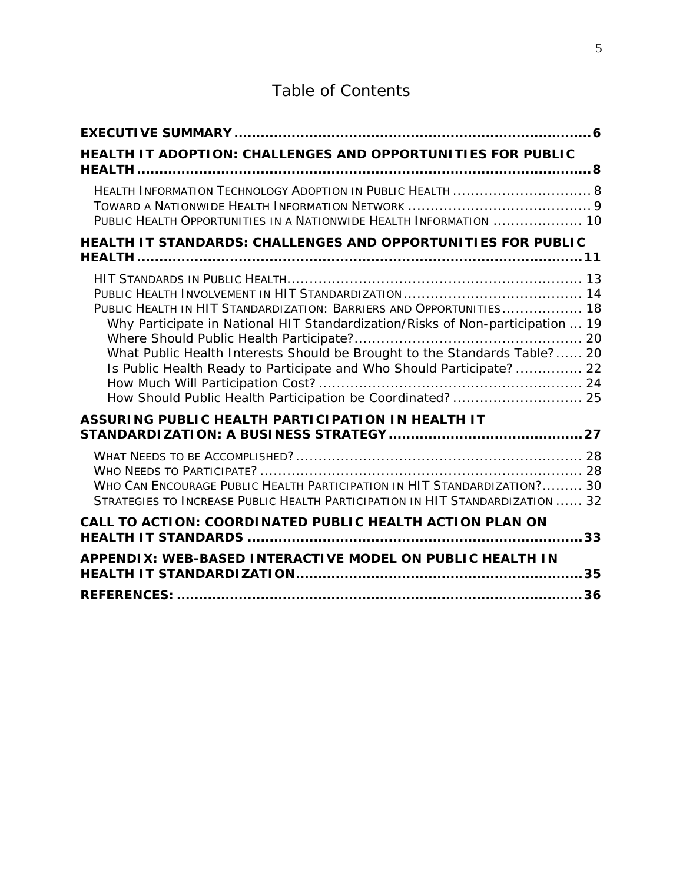# Table of Contents

**EXECUTIVE SUMMARY** .......... 6

**HEALTH IT ADOPTION: CHALLENGES AND OPPORTUNITIES FOR PUBLIC HEALTH** .......... 8

- HEALTH INFORMATION TECHNOLOGY ADOPTION IN PUBLIC HEALTH .......... 8
- TOWARD A NATIONWIDE HEALTH INFORMATION NETWORK .......... 9
- PUBLIC HEALTH OPPORTUNITIES IN A NATIONWIDE HEALTH INFORMATION .......... 10

**HEALTH IT STANDARDS: CHALLENGES AND OPPORTUNITIES FOR PUBLIC HEALTH** .......... 11

- HIT STANDARDS IN PUBLIC HEALTH .......... 13
- PUBLIC HEALTH INVOLVEMENT IN HIT STANDARDIZATION .......... 14
- PUBLIC HEALTH IN HIT STANDARDIZATION: BARRIERS AND OPPORTUNITIES .......... 18
  - Why Participate in National HIT Standardization/Risks of Non-participation ... 19
  - Where Should Public Health Participate? .......... 20
  - What Public Health Interests Should be Brought to the Standards Table? .......... 20
  - Is Public Health Ready to Participate and Who Should Participate? .......... 22
  - How Much Will Participation Cost? .......... 24
  - How Should Public Health Participation be Coordinated? .......... 25

**ASSURING PUBLIC HEALTH PARTICIPATION IN HEALTH IT STANDARDIZATION: A BUSINESS STRATEGY** .......... 27

- WHAT NEEDS TO BE ACCOMPLISHED? .......... 28
- WHO NEEDS TO PARTICIPATE? .......... 28
- WHO CAN ENCOURAGE PUBLIC HEALTH PARTICIPATION IN HIT STANDARDIZATION? .......... 30
- STRATEGIES TO INCREASE PUBLIC HEALTH PARTICIPATION IN HIT STANDARDIZATION .......... 32

**CALL TO ACTION: COORDINATED PUBLIC HEALTH ACTION PLAN ON HEALTH IT STANDARDS** .......... 33

**APPENDIX: WEB-BASED INTERACTIVE MODEL ON PUBLIC HEALTH IN HEALTH IT STANDARDIZATION** .......... 35

**REFERENCES:** .......... 36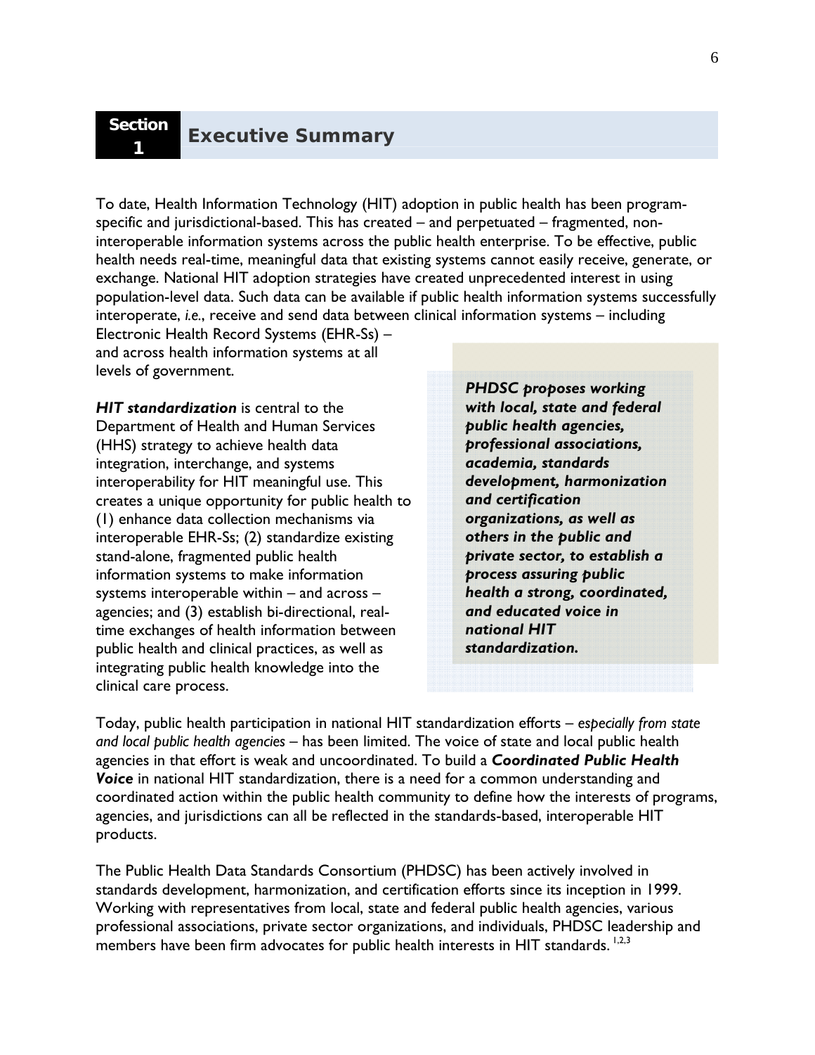# Section 1 Executive Summary

To date, Health Information Technology (HIT) adoption in public health has been program-specific and jurisdictional-based. This has created – and perpetuated – fragmented, non-interoperable information systems across the public health enterprise. To be effective, public health needs real-time, meaningful data that existing systems cannot easily receive, generate, or exchange. National HIT adoption strategies have created unprecedented interest in using population-level data. Such data can be available if public health information systems successfully interoperate, *i.e.*, receive and send data between clinical information systems – including Electronic Health Record Systems (EHR-Ss) – and across health information systems at all levels of government.

***PHDSC proposes working with local, state and federal public health agencies, professional associations, academia, standards development, harmonization and certification organizations, as well as others in the public and private sector, to establish a process assuring public health a strong, coordinated, and educated voice in national HIT standardization.***

***HIT standardization*** is central to the Department of Health and Human Services (HHS) strategy to achieve health data integration, interchange, and systems interoperability for HIT meaningful use. This creates a unique opportunity for public health to (1) enhance data collection mechanisms via interoperable EHR-Ss; (2) standardize existing stand-alone, fragmented public health information systems to make information systems interoperable within – and across – agencies; and (3) establish bi-directional, real-time exchanges of health information between public health and clinical practices, as well as integrating public health knowledge into the clinical care process.

Today, public health participation in national HIT standardization efforts – *especially from state and local public health agencies* – has been limited. The voice of state and local public health agencies in that effort is weak and uncoordinated. To build a ***Coordinated Public Health Voice*** in national HIT standardization, there is a need for a common understanding and coordinated action within the public health community to define how the interests of programs, agencies, and jurisdictions can all be reflected in the standards-based, interoperable HIT products.

The Public Health Data Standards Consortium (PHDSC) has been actively involved in standards development, harmonization, and certification efforts since its inception in 1999. Working with representatives from local, state and federal public health agencies, various professional associations, private sector organizations, and individuals, PHDSC leadership and members have been firm advocates for public health interests in HIT standards. [1,2,3]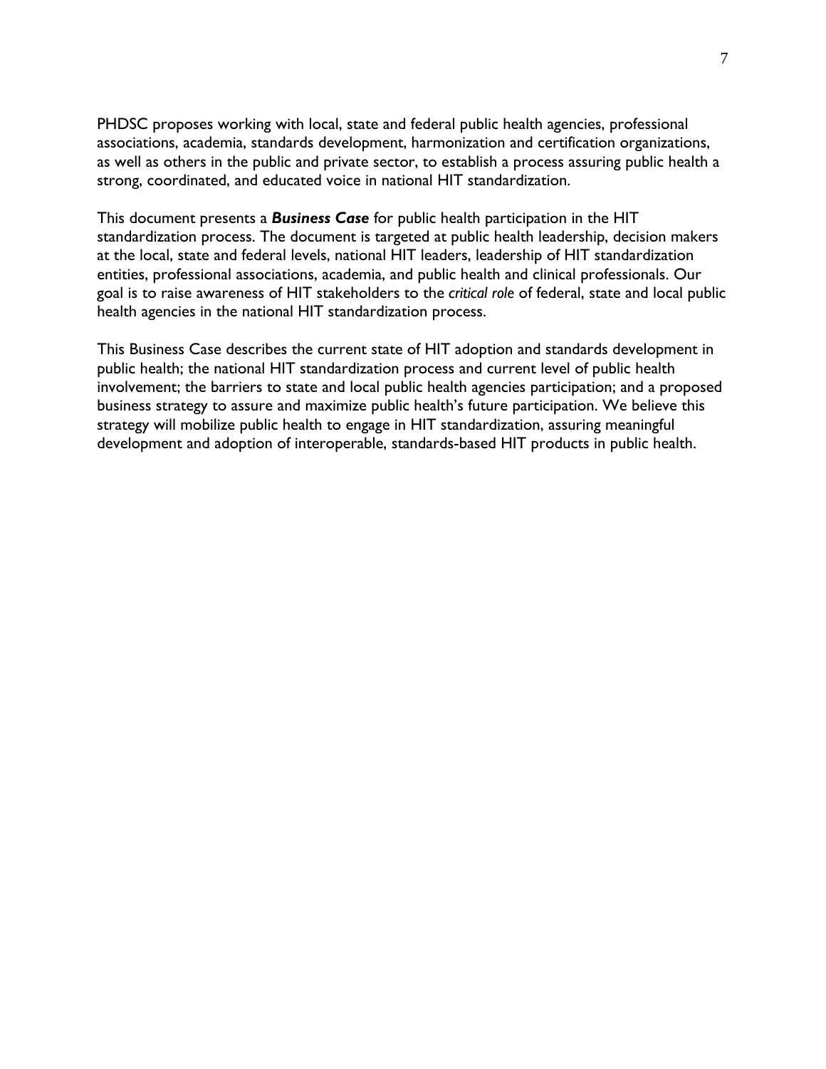PHDSC proposes working with local, state and federal public health agencies, professional associations, academia, standards development, harmonization and certification organizations, as well as others in the public and private sector, to establish a process assuring public health a strong, coordinated, and educated voice in national HIT standardization.

This document presents a ***Business Case*** for public health participation in the HIT standardization process. The document is targeted at public health leadership, decision makers at the local, state and federal levels, national HIT leaders, leadership of HIT standardization entities, professional associations, academia, and public health and clinical professionals. Our goal is to raise awareness of HIT stakeholders to the *critical role* of federal, state and local public health agencies in the national HIT standardization process.

This Business Case describes the current state of HIT adoption and standards development in public health; the national HIT standardization process and current level of public health involvement; the barriers to state and local public health agencies participation; and a proposed business strategy to assure and maximize public health's future participation. We believe this strategy will mobilize public health to engage in HIT standardization, assuring meaningful development and adoption of interoperable, standards-based HIT products in public health.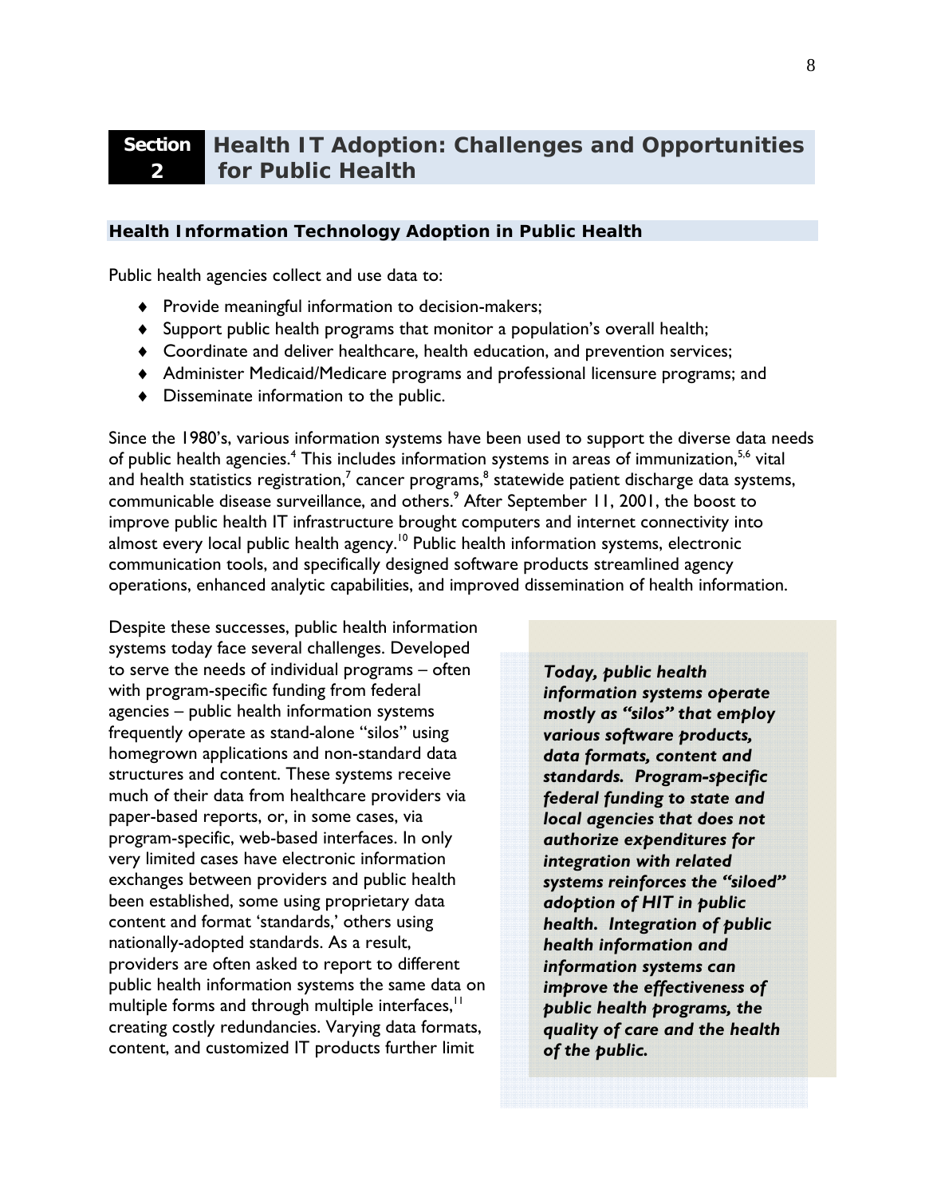# Section 2 Health IT Adoption: Challenges and Opportunities for Public Health

## Health Information Technology Adoption in Public Health

Public health agencies collect and use data to:

- Provide meaningful information to decision-makers;
- Support public health programs that monitor a population's overall health;
- Coordinate and deliver healthcare, health education, and prevention services;
- Administer Medicaid/Medicare programs and professional licensure programs; and
- Disseminate information to the public.

Since the 1980's, various information systems have been used to support the diverse data needs of public health agencies.[4] This includes information systems in areas of immunization,[5,6] vital and health statistics registration,[7] cancer programs,[8] statewide patient discharge data systems, communicable disease surveillance, and others.[9] After September 11, 2001, the boost to improve public health IT infrastructure brought computers and internet connectivity into almost every local public health agency.[10] Public health information systems, electronic communication tools, and specifically designed software products streamlined agency operations, enhanced analytic capabilities, and improved dissemination of health information.

Despite these successes, public health information systems today face several challenges. Developed to serve the needs of individual programs – often with program-specific funding from federal agencies – public health information systems frequently operate as stand-alone "silos" using homegrown applications and non-standard data structures and content. These systems receive much of their data from healthcare providers via paper-based reports, or, in some cases, via program-specific, web-based interfaces. In only very limited cases have electronic information exchanges between providers and public health been established, some using proprietary data content and format 'standards,' others using nationally-adopted standards. As a result, providers are often asked to report to different public health information systems the same data on multiple forms and through multiple interfaces,[11] creating costly redundancies. Varying data formats, content, and customized IT products further limit

***Today, public health information systems operate mostly as "silos" that employ various software products, data formats, content and standards. Program-specific federal funding to state and local agencies that does not authorize expenditures for integration with related systems reinforces the "siloed" adoption of HIT in public health. Integration of public health information and information systems can improve the effectiveness of public health programs, the quality of care and the health of the public.***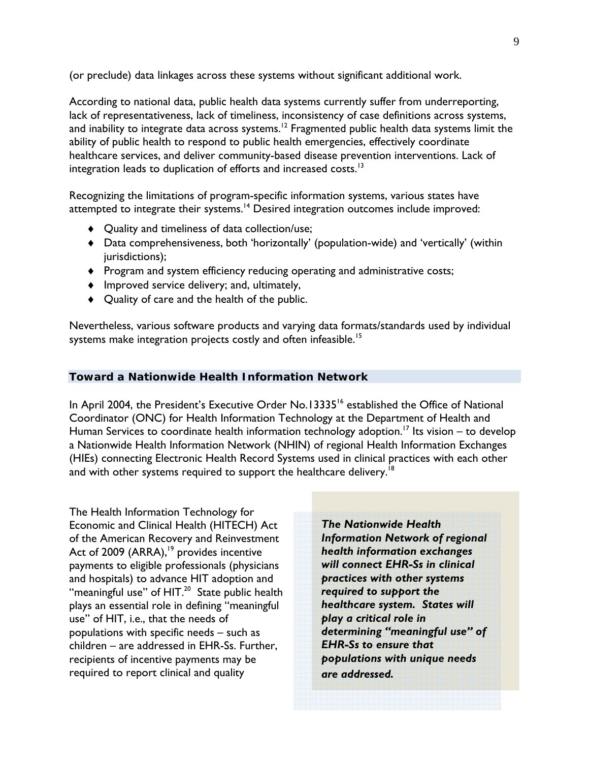(or preclude) data linkages across these systems without significant additional work.

According to national data, public health data systems currently suffer from underreporting, lack of representativeness, lack of timeliness, inconsistency of case definitions across systems, and inability to integrate data across systems.[12] Fragmented public health data systems limit the ability of public health to respond to public health emergencies, effectively coordinate healthcare services, and deliver community-based disease prevention interventions. Lack of integration leads to duplication of efforts and increased costs.[13]

Recognizing the limitations of program-specific information systems, various states have attempted to integrate their systems.[14] Desired integration outcomes include improved:

- Quality and timeliness of data collection/use;
- Data comprehensiveness, both 'horizontally' (population-wide) and 'vertically' (within jurisdictions);
- Program and system efficiency reducing operating and administrative costs;
- Improved service delivery; and, ultimately,
- Quality of care and the health of the public.

Nevertheless, various software products and varying data formats/standards used by individual systems make integration projects costly and often infeasible.[15]

## Toward a Nationwide Health Information Network

In April 2004, the President's Executive Order No.13335[16] established the Office of National Coordinator (ONC) for Health Information Technology at the Department of Health and Human Services to coordinate health information technology adoption.[17] Its vision – to develop a Nationwide Health Information Network (NHIN) of regional Health Information Exchanges (HIEs) connecting Electronic Health Record Systems used in clinical practices with each other and with other systems required to support the healthcare delivery.[18]

The Health Information Technology for Economic and Clinical Health (HITECH) Act of the American Recovery and Reinvestment Act of 2009 (ARRA),[19] provides incentive payments to eligible professionals (physicians and hospitals) to advance HIT adoption and "meaningful use" of HIT.[20] State public health plays an essential role in defining "meaningful use" of HIT, i.e., that the needs of populations with specific needs – such as children – are addressed in EHR-Ss. Further, recipients of incentive payments may be required to report clinical and quality

***The Nationwide Health Information Network of regional health information exchanges will connect EHR-Ss in clinical practices with other systems required to support the healthcare system. States will play a critical role in determining "meaningful use" of EHR-Ss to ensure that populations with unique needs are addressed.***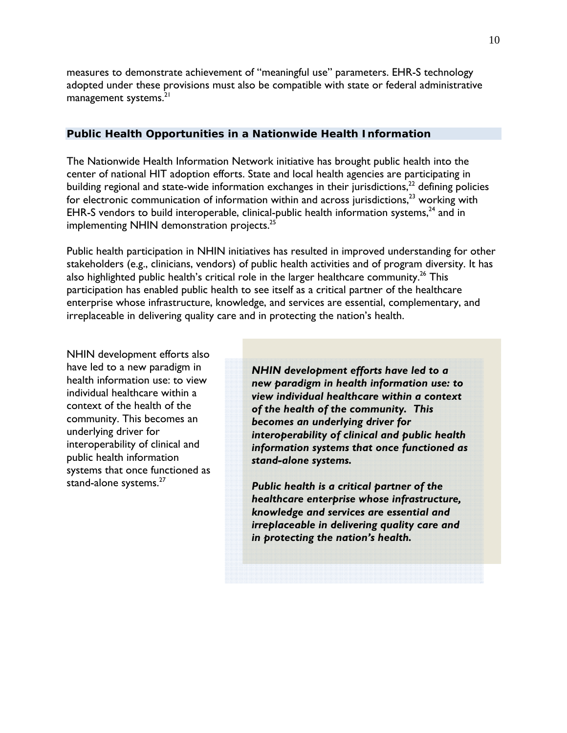measures to demonstrate achievement of "meaningful use" parameters. EHR-S technology adopted under these provisions must also be compatible with state or federal administrative management systems.[21]

## Public Health Opportunities in a Nationwide Health Information

The Nationwide Health Information Network initiative has brought public health into the center of national HIT adoption efforts. State and local health agencies are participating in building regional and state-wide information exchanges in their jurisdictions,[22] defining policies for electronic communication of information within and across jurisdictions,[23] working with EHR-S vendors to build interoperable, clinical-public health information systems,[24] and in implementing NHIN demonstration projects.[25]

Public health participation in NHIN initiatives has resulted in improved understanding for other stakeholders (e.g., clinicians, vendors) of public health activities and of program diversity. It has also highlighted public health's critical role in the larger healthcare community.[26] This participation has enabled public health to see itself as a critical partner of the healthcare enterprise whose infrastructure, knowledge, and services are essential, complementary, and irreplaceable in delivering quality care and in protecting the nation's health.

NHIN development efforts also have led to a new paradigm in health information use: to view individual healthcare within a context of the health of the community. This becomes an underlying driver for interoperability of clinical and public health information systems that once functioned as stand-alone systems.[27]

> ***NHIN development efforts have led to a new paradigm in health information use: to view individual healthcare within a context of the health of the community. This becomes an underlying driver for interoperability of clinical and public health information systems that once functioned as stand-alone systems.***
>
> ***Public health is a critical partner of the healthcare enterprise whose infrastructure, knowledge and services are essential and irreplaceable in delivering quality care and in protecting the nation's health.***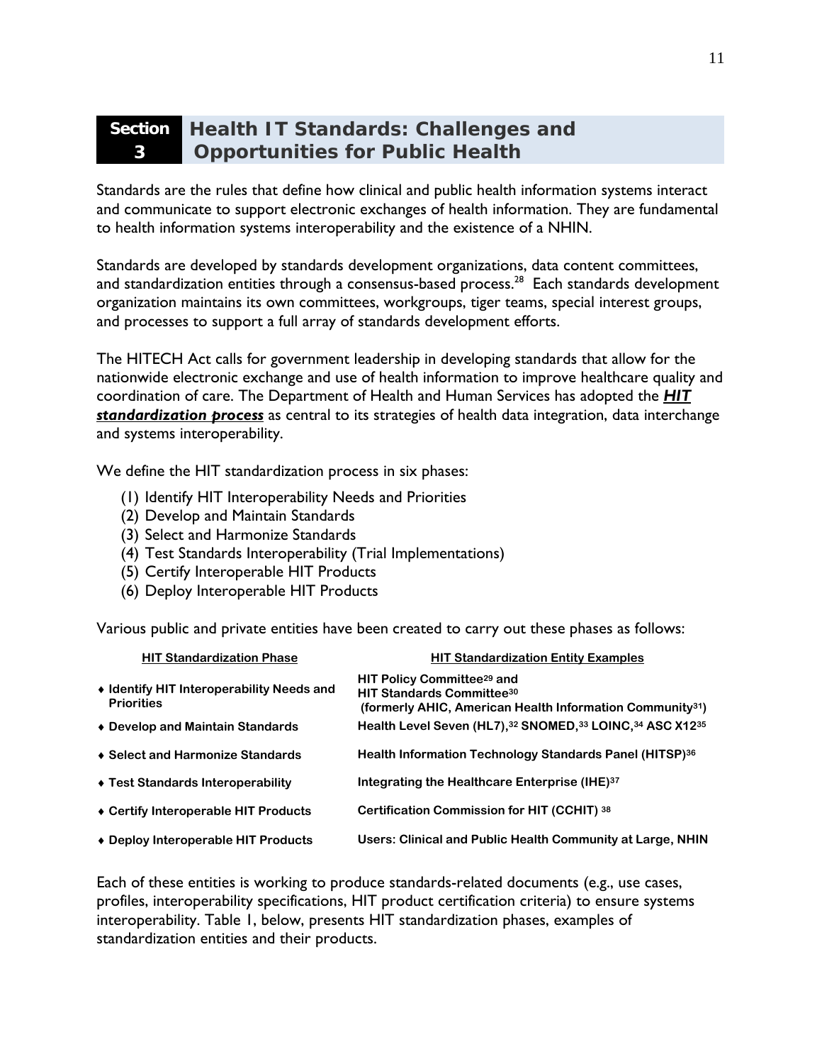## Section 3 Health IT Standards: Challenges and Opportunities for Public Health

Standards are the rules that define how clinical and public health information systems interact and communicate to support electronic exchanges of health information. They are fundamental to health information systems interoperability and the existence of a NHIN.

Standards are developed by standards development organizations, data content committees, and standardization entities through a consensus-based process.[28] Each standards development organization maintains its own committees, workgroups, tiger teams, special interest groups, and processes to support a full array of standards development efforts.

The HITECH Act calls for government leadership in developing standards that allow for the nationwide electronic exchange and use of health information to improve healthcare quality and coordination of care. The Department of Health and Human Services has adopted the ***HIT standardization process*** as central to its strategies of health data integration, data interchange and systems interoperability.

We define the HIT standardization process in six phases:

(1) Identify HIT Interoperability Needs and Priorities
(2) Develop and Maintain Standards
(3) Select and Harmonize Standards
(4) Test Standards Interoperability (Trial Implementations)
(5) Certify Interoperable HIT Products
(6) Deploy Interoperable HIT Products

Various public and private entities have been created to carry out these phases as follows:

| HIT Standardization Phase | HIT Standardization Entity Examples |
|---|---|
| ♦ Identify HIT Interoperability Needs and Priorities | HIT Policy Committee[29] and HIT Standards Committee[30] (formerly AHIC, American Health Information Community[31]) |
| ♦ Develop and Maintain Standards | Health Level Seven (HL7),[32] SNOMED,[33] LOINC,[34] ASC X12[35] |
| ♦ Select and Harmonize Standards | Health Information Technology Standards Panel (HITSP)[36] |
| ♦ Test Standards Interoperability | Integrating the Healthcare Enterprise (IHE)[37] |
| ♦ Certify Interoperable HIT Products | Certification Commission for HIT (CCHIT) [38] |
| ♦ Deploy Interoperable HIT Products | Users: Clinical and Public Health Community at Large, NHIN |

Each of these entities is working to produce standards-related documents (e.g., use cases, profiles, interoperability specifications, HIT product certification criteria) to ensure systems interoperability. Table 1, below, presents HIT standardization phases, examples of standardization entities and their products.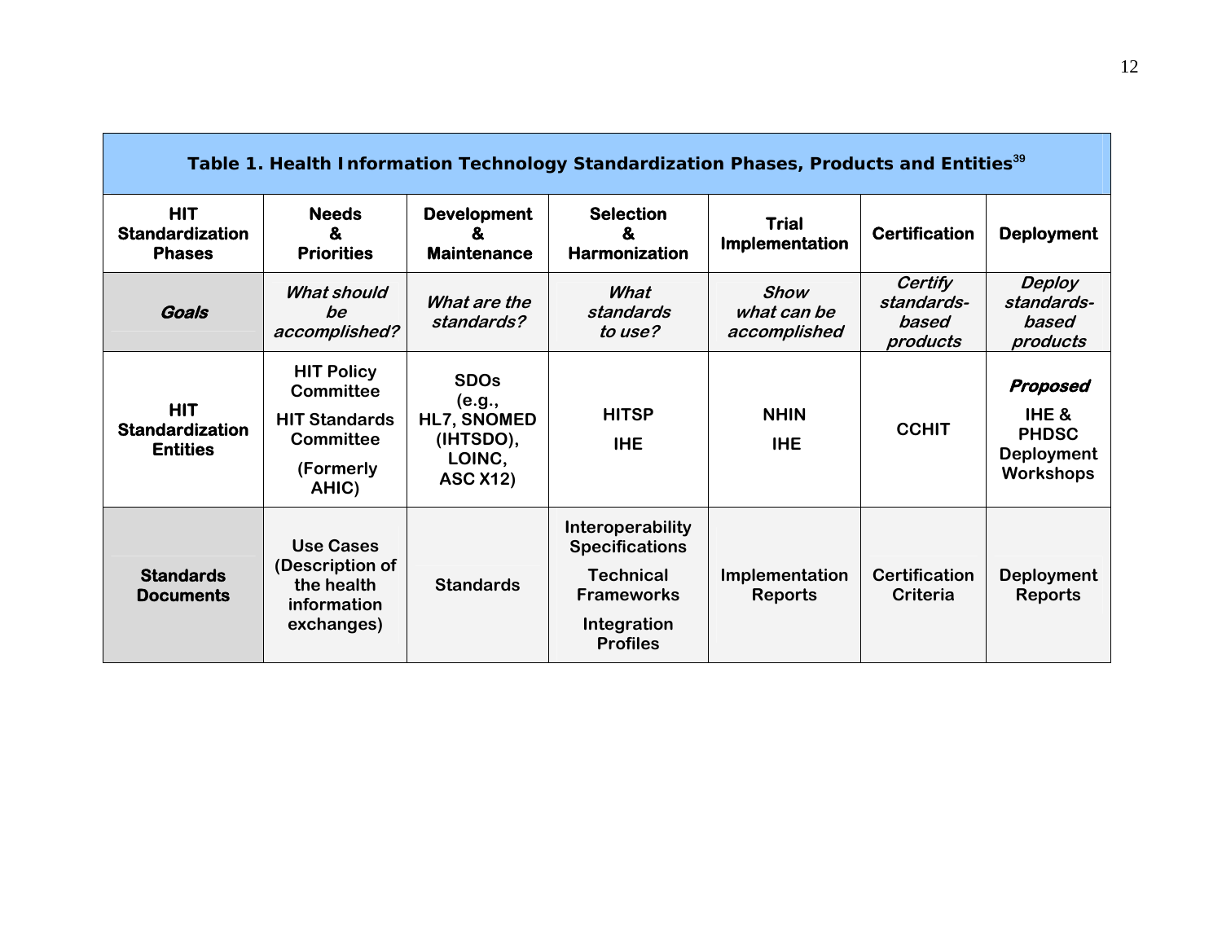**Table 1. Health Information Technology Standardization Phases, Products and Entities[39]**

| HIT Standardization Phases | Needs & Priorities | Development & Maintenance | Selection & Harmonization | Trial Implementation | Certification | Deployment |
|---|---|---|---|---|---|---|
| ***Goals*** | *What should be accomplished?* | *What are the standards?* | *What standards to use?* | *Show what can be accomplished* | *Certify standards-based products* | *Deploy standards-based products* |
| **HIT Standardization Entities** | HIT Policy Committee<br>HIT Standards Committee<br>(Formerly AHIC) | SDOs (e.g., HL7, SNOMED (IHTSDO), LOINC, ASC X12) | HITSP<br>IHE | NHIN<br>IHE | CCHIT | ***Proposed***<br>IHE & PHDSC Deployment Workshops |
| **Standards Documents** | Use Cases (Description of the health information exchanges) | Standards | Interoperability Specifications<br>Technical Frameworks<br>Integration Profiles | Implementation Reports | Certification Criteria | Deployment Reports |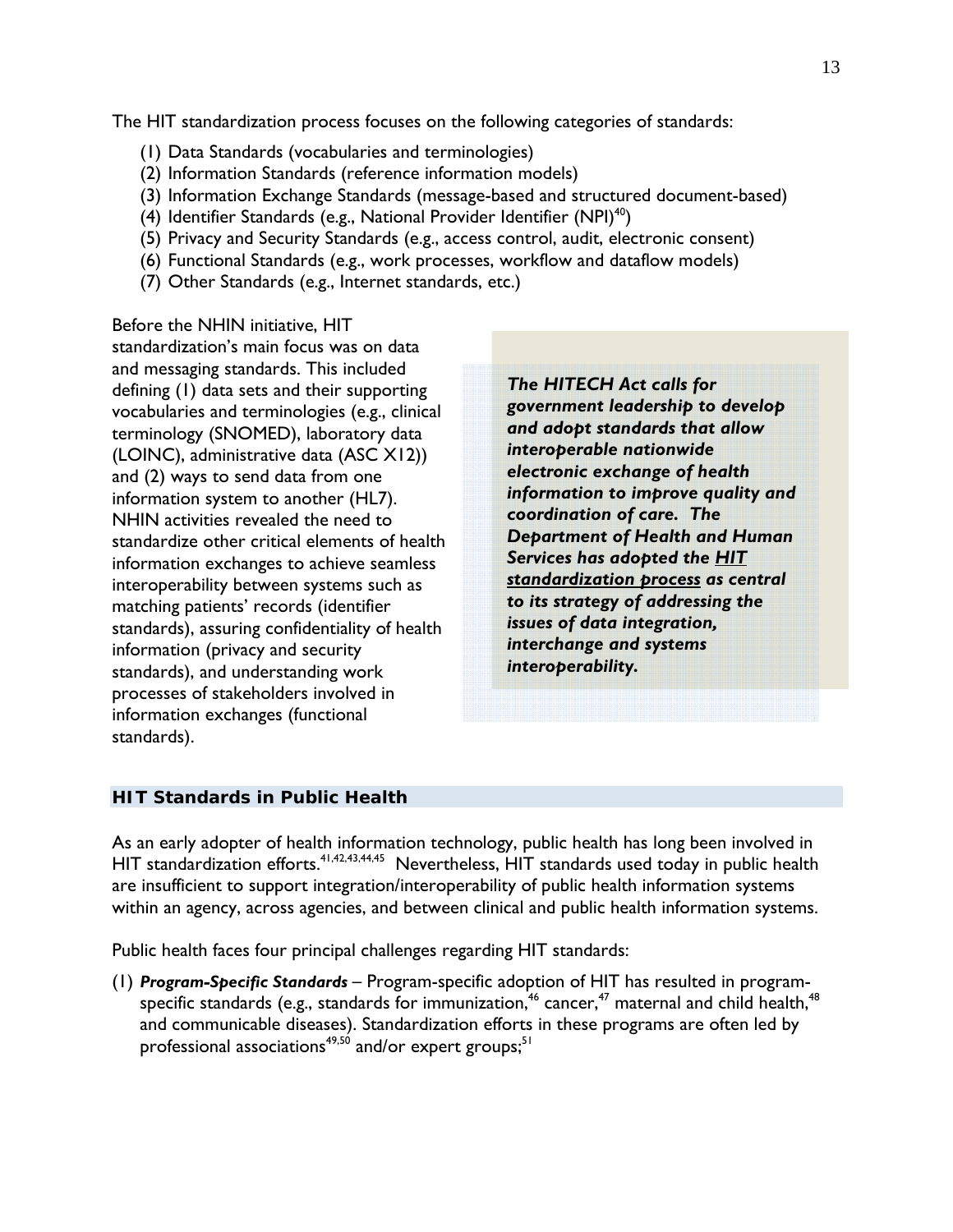The HIT standardization process focuses on the following categories of standards:

(1) Data Standards (vocabularies and terminologies)
(2) Information Standards (reference information models)
(3) Information Exchange Standards (message-based and structured document-based)
(4) Identifier Standards (e.g., National Provider Identifier (NPI)[40])
(5) Privacy and Security Standards (e.g., access control, audit, electronic consent)
(6) Functional Standards (e.g., work processes, workflow and dataflow models)
(7) Other Standards (e.g., Internet standards, etc.)

Before the NHIN initiative, HIT standardization's main focus was on data and messaging standards. This included defining (1) data sets and their supporting vocabularies and terminologies (e.g., clinical terminology (SNOMED), laboratory data (LOINC), administrative data (ASC X12)) and (2) ways to send data from one information system to another (HL7). NHIN activities revealed the need to standardize other critical elements of health information exchanges to achieve seamless interoperability between systems such as matching patients' records (identifier standards), assuring confidentiality of health information (privacy and security standards), and understanding work processes of stakeholders involved in information exchanges (functional standards).

> ***The HITECH Act calls for government leadership to develop and adopt standards that allow interoperable nationwide electronic exchange of health information to improve quality and coordination of care. The Department of Health and Human Services has adopted the HIT standardization process as central to its strategy of addressing the issues of data integration, interchange and systems interoperability.***

## HIT Standards in Public Health

As an early adopter of health information technology, public health has long been involved in HIT standardization efforts.[41,42,43,44,45] Nevertheless, HIT standards used today in public health are insufficient to support integration/interoperability of public health information systems within an agency, across agencies, and between clinical and public health information systems.

Public health faces four principal challenges regarding HIT standards:

(1) ***Program-Specific Standards*** – Program-specific adoption of HIT has resulted in program-specific standards (e.g., standards for immunization,[46] cancer,[47] maternal and child health,[48] and communicable diseases). Standardization efforts in these programs are often led by professional associations[49,50] and/or expert groups;[51]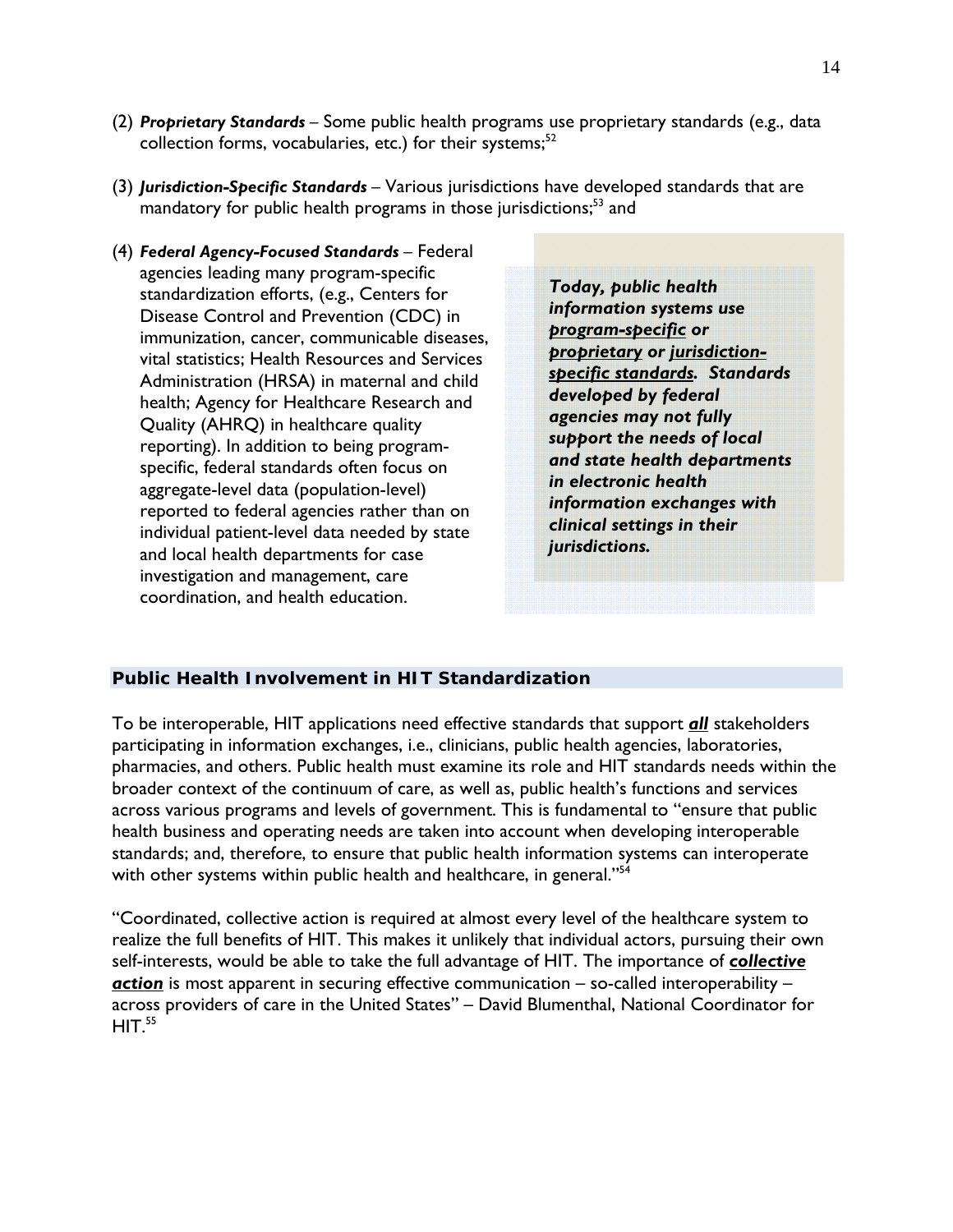(2) ***Proprietary Standards*** – Some public health programs use proprietary standards (e.g., data collection forms, vocabularies, etc.) for their systems;[52]

(3) ***Jurisdiction-Specific Standards*** – Various jurisdictions have developed standards that are mandatory for public health programs in those jurisdictions;[53] and

(4) ***Federal Agency-Focused Standards*** – Federal agencies leading many program-specific standardization efforts, (e.g., Centers for Disease Control and Prevention (CDC) in immunization, cancer, communicable diseases, vital statistics; Health Resources and Services Administration (HRSA) in maternal and child health; Agency for Healthcare Research and Quality (AHRQ) in healthcare quality reporting). In addition to being program-specific, federal standards often focus on aggregate-level data (population-level) reported to federal agencies rather than on individual patient-level data needed by state and local health departments for case investigation and management, care coordination, and health education.

> ***Today, public health information systems use <u>program-specific</u> or <u>proprietary</u> or <u>jurisdiction-specific standards</u>. Standards developed by federal agencies may not fully support the needs of local and state health departments in electronic health information exchanges with clinical settings in their jurisdictions.***

## Public Health Involvement in HIT Standardization

To be interoperable, HIT applications need effective standards that support ***<u>all</u>*** stakeholders participating in information exchanges, i.e., clinicians, public health agencies, laboratories, pharmacies, and others. Public health must examine its role and HIT standards needs within the broader context of the continuum of care, as well as, public health's functions and services across various programs and levels of government. This is fundamental to "ensure that public health business and operating needs are taken into account when developing interoperable standards; and, therefore, to ensure that public health information systems can interoperate with other systems within public health and healthcare, in general."[54]

"Coordinated, collective action is required at almost every level of the healthcare system to realize the full benefits of HIT. This makes it unlikely that individual actors, pursuing their own self-interests, would be able to take the full advantage of HIT. The importance of ***<u>collective action</u>*** is most apparent in securing effective communication – so-called interoperability – across providers of care in the United States" – David Blumenthal, National Coordinator for HIT.[55]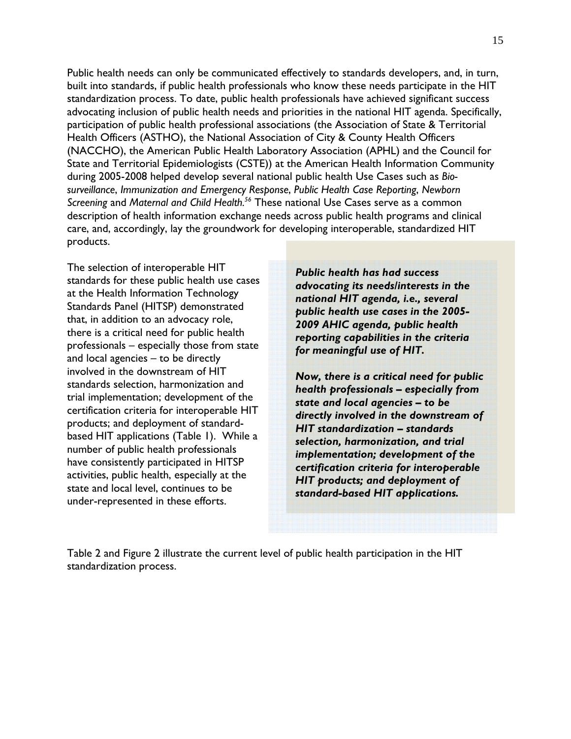Public health needs can only be communicated effectively to standards developers, and, in turn, built into standards, if public health professionals who know these needs participate in the HIT standardization process. To date, public health professionals have achieved significant success advocating inclusion of public health needs and priorities in the national HIT agenda. Specifically, participation of public health professional associations (the Association of State & Territorial Health Officers (ASTHO), the National Association of City & County Health Officers (NACCHO), the American Public Health Laboratory Association (APHL) and the Council for State and Territorial Epidemiologists (CSTE)) at the American Health Information Community during 2005-2008 helped develop several national public health Use Cases such as *Bio-surveillance*, *Immunization and Emergency Response*, *Public Health Case Reporting*, *Newborn Screening* and *Maternal and Child Health.*[56] These national Use Cases serve as a common description of health information exchange needs across public health programs and clinical care, and, accordingly, lay the groundwork for developing interoperable, standardized HIT products.

The selection of interoperable HIT standards for these public health use cases at the Health Information Technology Standards Panel (HITSP) demonstrated that, in addition to an advocacy role, there is a critical need for public health professionals – especially those from state and local agencies – to be directly involved in the downstream of HIT standards selection, harmonization and trial implementation; development of the certification criteria for interoperable HIT products; and deployment of standard-based HIT applications (Table 1). While a number of public health professionals have consistently participated in HITSP activities, public health, especially at the state and local level, continues to be under-represented in these efforts.

***Public health has had success advocating its needs/interests in the national HIT agenda, i.e., several public health use cases in the 2005-2009 AHIC agenda, public health reporting capabilities in the criteria for meaningful use of HIT.***

***Now, there is a critical need for public health professionals – especially from state and local agencies – to be directly involved in the downstream of HIT standardization – standards selection, harmonization, and trial implementation; development of the certification criteria for interoperable HIT products; and deployment of standard-based HIT applications.***

Table 2 and Figure 2 illustrate the current level of public health participation in the HIT standardization process.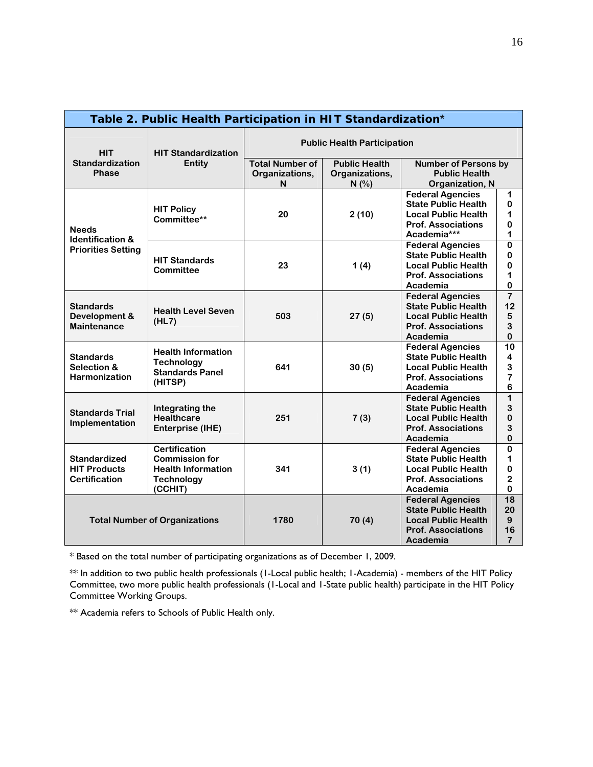**Table 2. Public Health Participation in HIT Standardization***

| HIT Standardization Phase | HIT Standardization Entity | Public Health Participation | | | |
|---|---|---|---|---|---|
| | | Total Number of Organizations, N | Public Health Organizations, N (%) | Number of Persons by Public Health Organization, N | |
| Needs Identification & Priorities Setting | HIT Policy Committee** | 20 | 2 (10) | Federal Agencies<br>State Public Health<br>Local Public Health<br>Prof. Associations<br>Academia*** | 1<br>0<br>1<br>0<br>1 |
| | HIT Standards Committee | 23 | 1 (4) | Federal Agencies<br>State Public Health<br>Local Public Health<br>Prof. Associations<br>Academia | 0<br>0<br>0<br>1<br>0 |
| Standards Development & Maintenance | Health Level Seven (HL7) | 503 | 27 (5) | Federal Agencies<br>State Public Health<br>Local Public Health<br>Prof. Associations<br>Academia | 7<br>12<br>5<br>3<br>0 |
| Standards Selection & Harmonization | Health Information Technology Standards Panel (HITSP) | 641 | 30 (5) | Federal Agencies<br>State Public Health<br>Local Public Health<br>Prof. Associations<br>Academia | 10<br>4<br>3<br>7<br>6 |
| Standards Trial Implementation | Integrating the Healthcare Enterprise (IHE) | 251 | 7 (3) | Federal Agencies<br>State Public Health<br>Local Public Health<br>Prof. Associations<br>Academia | 1<br>3<br>0<br>3<br>0 |
| Standardized HIT Products Certification | Certification Commission for Health Information Technology (CCHIT) | 341 | 3 (1) | Federal Agencies<br>State Public Health<br>Local Public Health<br>Prof. Associations<br>Academia | 0<br>1<br>0<br>2<br>0 |
| Total Number of Organizations | | 1780 | 70 (4) | Federal Agencies<br>State Public Health<br>Local Public Health<br>Prof. Associations<br>Academia | 18<br>20<br>9<br>16<br>7 |

* Based on the total number of participating organizations as of December 1, 2009.

** In addition to two public health professionals (1-Local public health; 1-Academia) - members of the HIT Policy Committee, two more public health professionals (1-Local and 1-State public health) participate in the HIT Policy Committee Working Groups.

** Academia refers to Schools of Public Health only.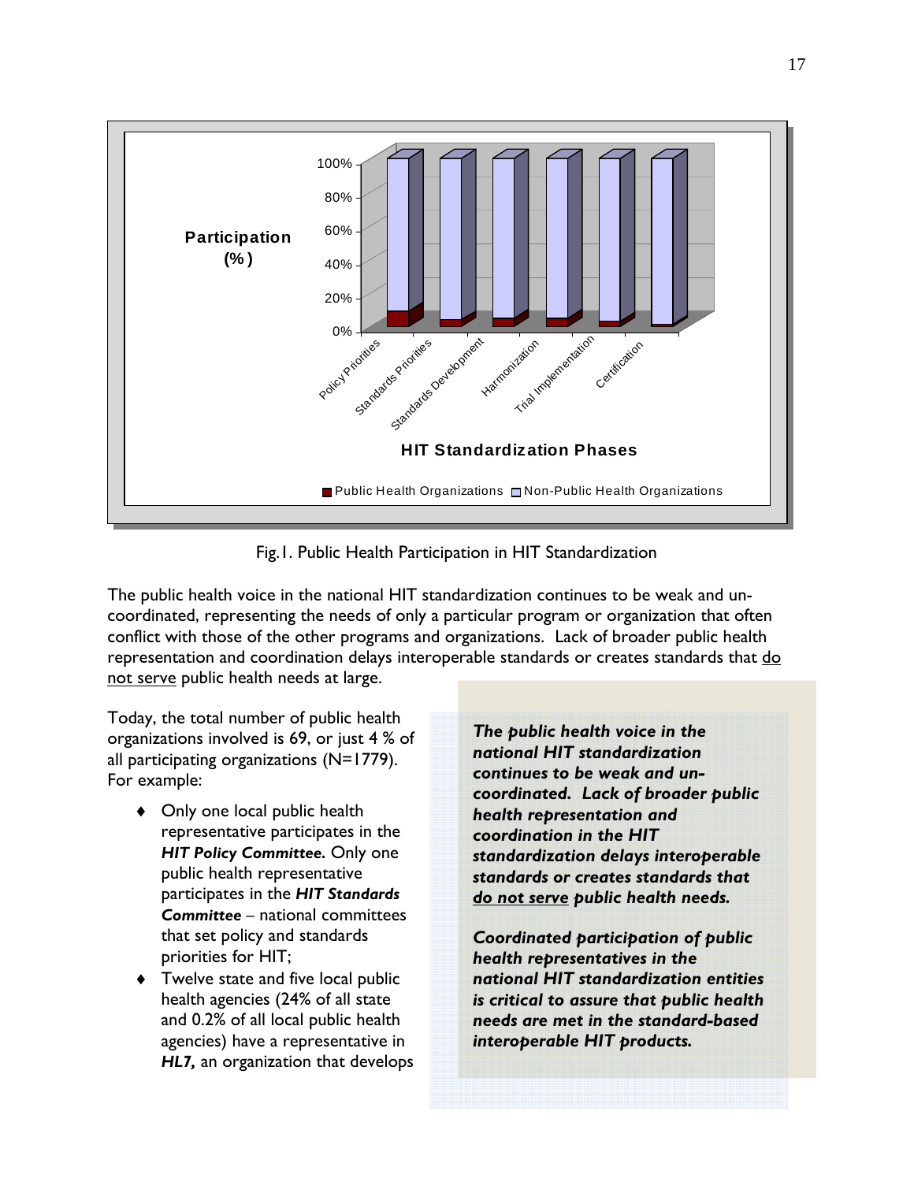Fig.1. Public Health Participation in HIT Standardization

The public health voice in the national HIT standardization continues to be weak and un-coordinated, representing the needs of only a particular program or organization that often conflict with those of the other programs and organizations. Lack of broader public health representation and coordination delays interoperable standards or creates standards that do not serve public health needs at large.

Today, the total number of public health organizations involved is 69, or just 4 % of all participating organizations (N=1779). For example:

- Only one local public health representative participates in the ***HIT Policy Committee.*** Only one public health representative participates in the ***HIT Standards Committee*** – national committees that set policy and standards priorities for HIT;
- Twelve state and five local public health agencies (24% of all state and 0.2% of all local public health agencies) have a representative in ***HL7,*** an organization that develops

> ***The public health voice in the national HIT standardization continues to be weak and un-coordinated. Lack of broader public health representation and coordination in the HIT standardization delays interoperable standards or creates standards that do not serve public health needs.***
>
> ***Coordinated participation of public health representatives in the national HIT standardization entities is critical to assure that public health needs are met in the standard-based interoperable HIT products.***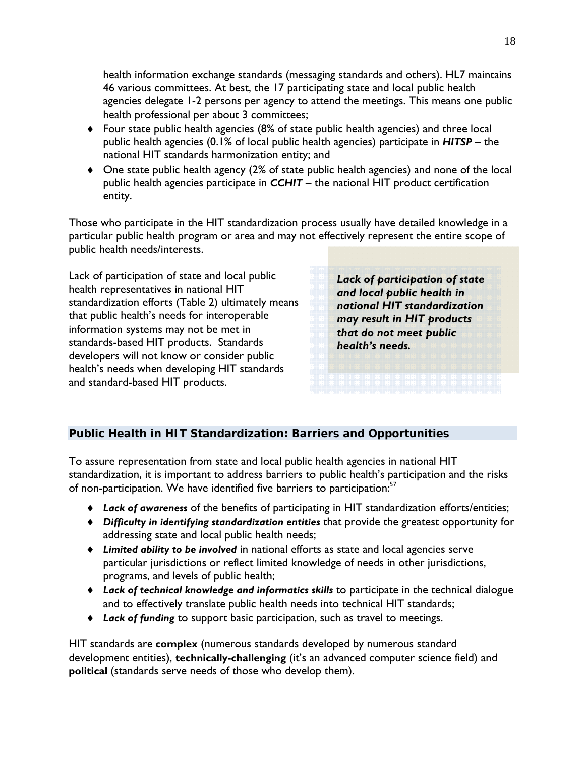health information exchange standards (messaging standards and others). HL7 maintains 46 various committees. At best, the 17 participating state and local public health agencies delegate 1-2 persons per agency to attend the meetings. This means one public health professional per about 3 committees;

- Four state public health agencies (8% of state public health agencies) and three local public health agencies (0.1% of local public health agencies) participate in ***HITSP*** – the national HIT standards harmonization entity; and
- One state public health agency (2% of state public health agencies) and none of the local public health agencies participate in ***CCHIT*** – the national HIT product certification entity.

Those who participate in the HIT standardization process usually have detailed knowledge in a particular public health program or area and may not effectively represent the entire scope of public health needs/interests.

Lack of participation of state and local public health representatives in national HIT standardization efforts (Table 2) ultimately means that public health's needs for interoperable information systems may not be met in standards-based HIT products. Standards developers will not know or consider public health's needs when developing HIT standards and standard-based HIT products.

> ***Lack of participation of state and local public health in national HIT standardization may result in HIT products that do not meet public health's needs.***

## Public Health in HIT Standardization: Barriers and Opportunities

To assure representation from state and local public health agencies in national HIT standardization, it is important to address barriers to public health's participation and the risks of non-participation. We have identified five barriers to participation:[57]

- ***Lack of awareness*** of the benefits of participating in HIT standardization efforts/entities;
- ***Difficulty in identifying standardization entities*** that provide the greatest opportunity for addressing state and local public health needs;
- ***Limited ability to be involved*** in national efforts as state and local agencies serve particular jurisdictions or reflect limited knowledge of needs in other jurisdictions, programs, and levels of public health;
- ***Lack of technical knowledge and informatics skills*** to participate in the technical dialogue and to effectively translate public health needs into technical HIT standards;
- ***Lack of funding*** to support basic participation, such as travel to meetings.

HIT standards are **complex** (numerous standards developed by numerous standard development entities), **technically-challenging** (it's an advanced computer science field) and **political** (standards serve needs of those who develop them).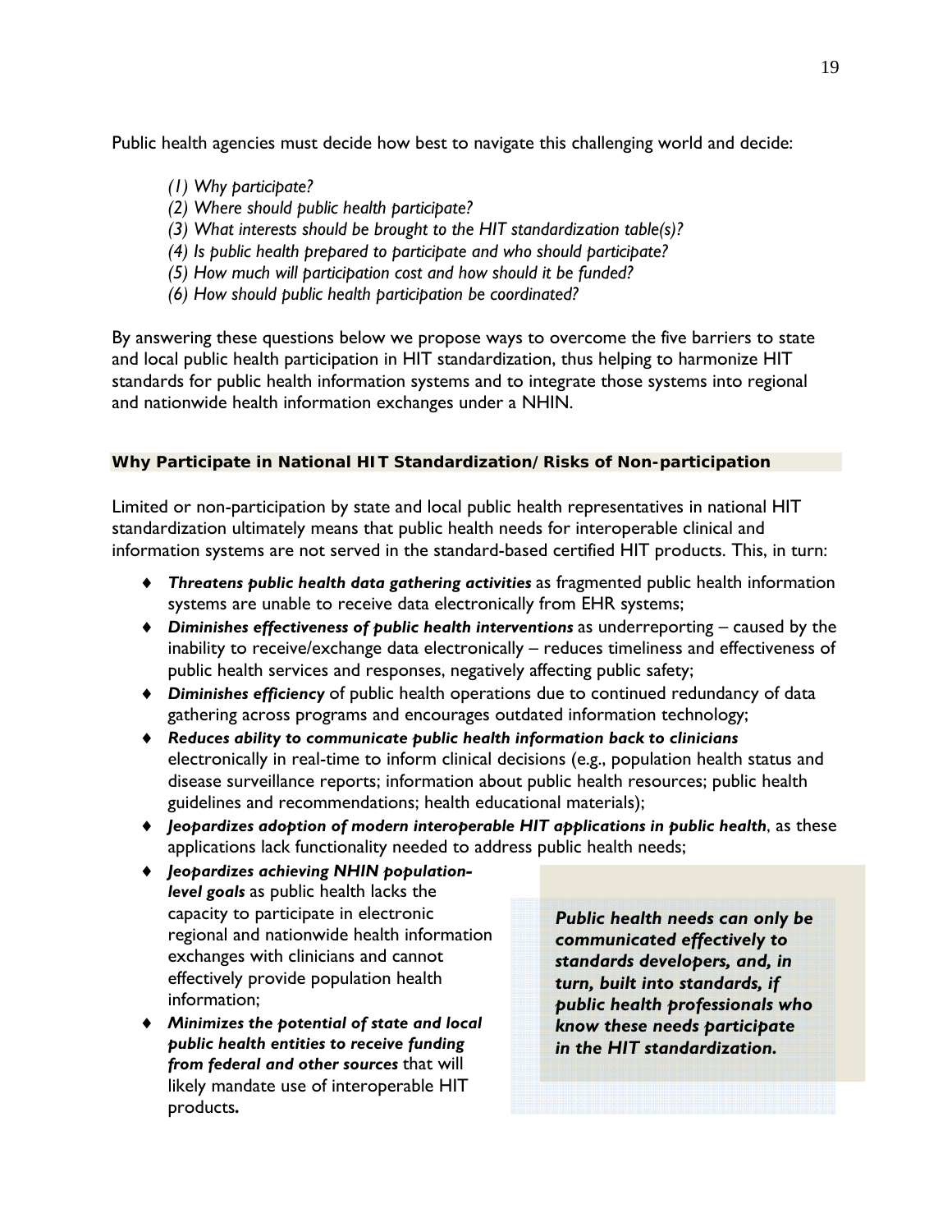Public health agencies must decide how best to navigate this challenging world and decide:

*(1) Why participate?*
*(2) Where should public health participate?*
*(3) What interests should be brought to the HIT standardization table(s)?*
*(4) Is public health prepared to participate and who should participate?*
*(5) How much will participation cost and how should it be funded?*
*(6) How should public health participation be coordinated?*

By answering these questions below we propose ways to overcome the five barriers to state and local public health participation in HIT standardization, thus helping to harmonize HIT standards for public health information systems and to integrate those systems into regional and nationwide health information exchanges under a NHIN.

## Why Participate in National HIT Standardization/Risks of Non-participation

Limited or non-participation by state and local public health representatives in national HIT standardization ultimately means that public health needs for interoperable clinical and information systems are not served in the standard-based certified HIT products. This, in turn:

- ***Threatens public health data gathering activities*** as fragmented public health information systems are unable to receive data electronically from EHR systems;
- ***Diminishes effectiveness of public health interventions*** as underreporting – caused by the inability to receive/exchange data electronically – reduces timeliness and effectiveness of public health services and responses, negatively affecting public safety;
- ***Diminishes efficiency*** of public health operations due to continued redundancy of data gathering across programs and encourages outdated information technology;
- ***Reduces ability to communicate public health information back to clinicians*** electronically in real-time to inform clinical decisions (e.g., population health status and disease surveillance reports; information about public health resources; public health guidelines and recommendations; health educational materials);
- ***Jeopardizes adoption of modern interoperable HIT applications in public health***, as these applications lack functionality needed to address public health needs;
- ***Jeopardizes achieving NHIN population-level goals*** as public health lacks the capacity to participate in electronic regional and nationwide health information exchanges with clinicians and cannot effectively provide population health information;
- ***Minimizes the potential of state and local public health entities to receive funding from federal and other sources*** that will likely mandate use of interoperable HIT products**.**

> ***Public health needs can only be communicated effectively to standards developers, and, in turn, built into standards, if public health professionals who know these needs participate in the HIT standardization.***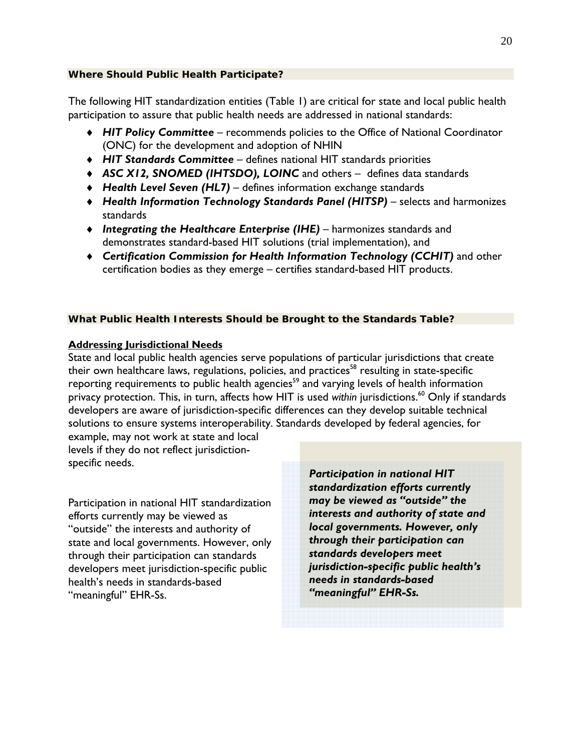## Where Should Public Health Participate?

The following HIT standardization entities (Table 1) are critical for state and local public health participation to assure that public health needs are addressed in national standards:

- ***HIT Policy Committee*** – recommends policies to the Office of National Coordinator (ONC) for the development and adoption of NHIN
- ***HIT Standards Committee*** – defines national HIT standards priorities
- ***ASC X12, SNOMED (IHTSDO), LOINC*** and others – defines data standards
- ***Health Level Seven (HL7)*** – defines information exchange standards
- ***Health Information Technology Standards Panel (HITSP)*** – selects and harmonizes standards
- ***Integrating the Healthcare Enterprise (IHE)*** – harmonizes standards and demonstrates standard-based HIT solutions (trial implementation), and
- ***Certification Commission for Health Information Technology (CCHIT)*** and other certification bodies as they emerge – certifies standard-based HIT products.

## What Public Health Interests Should be Brought to the Standards Table?

### Addressing Jurisdictional Needs

State and local public health agencies serve populations of particular jurisdictions that create their own healthcare laws, regulations, policies, and practices[58] resulting in state-specific reporting requirements to public health agencies[59] and varying levels of health information privacy protection. This, in turn, affects how HIT is used *within* jurisdictions.[60] Only if standards developers are aware of jurisdiction-specific differences can they develop suitable technical solutions to ensure systems interoperability. Standards developed by federal agencies, for example, may not work at state and local levels if they do not reflect jurisdiction-specific needs.

Participation in national HIT standardization efforts currently may be viewed as "outside" the interests and authority of state and local governments. However, only through their participation can standards developers meet jurisdiction-specific public health's needs in standards-based "meaningful" EHR-Ss.

***Participation in national HIT standardization efforts currently may be viewed as "outside" the interests and authority of state and local governments. However, only through their participation can standards developers meet jurisdiction-specific public health's needs in standards-based "meaningful" EHR-Ss.***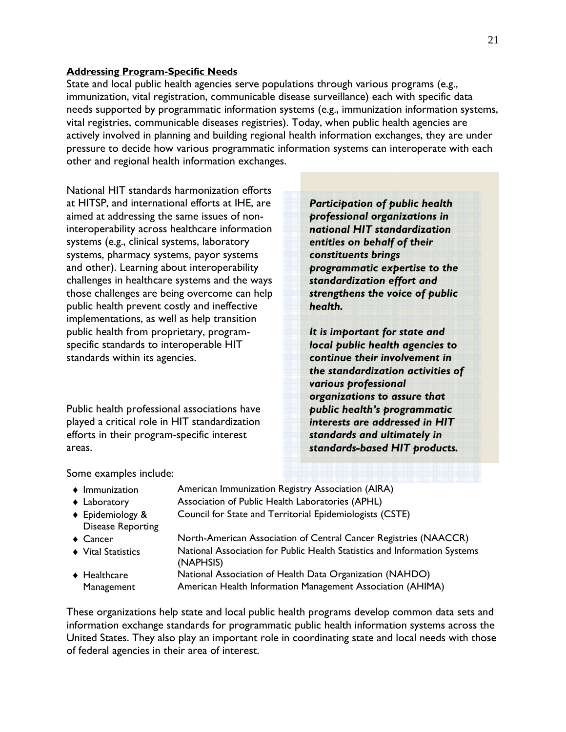**Addressing Program-Specific Needs**

State and local public health agencies serve populations through various programs (e.g., immunization, vital registration, communicable disease surveillance) each with specific data needs supported by programmatic information systems (e.g., immunization information systems, vital registries, communicable diseases registries). Today, when public health agencies are actively involved in planning and building regional health information exchanges, they are under pressure to decide how various programmatic information systems can interoperate with each other and regional health information exchanges.

National HIT standards harmonization efforts at HITSP, and international efforts at IHE, are aimed at addressing the same issues of non-interoperability across healthcare information systems (e.g., clinical systems, laboratory systems, pharmacy systems, payor systems and other). Learning about interoperability challenges in healthcare systems and the ways those challenges are being overcome can help public health prevent costly and ineffective implementations, as well as help transition public health from proprietary, program-specific standards to interoperable HIT standards within its agencies.

Public health professional associations have played a critical role in HIT standardization efforts in their program-specific interest areas.

> ***Participation of public health professional organizations in national HIT standardization entities on behalf of their constituents brings programmatic expertise to the standardization effort and strengthens the voice of public health.***
>
> ***It is important for state and local public health agencies to continue their involvement in the standardization activities of various professional organizations to assure that public health's programmatic interests are addressed in HIT standards and ultimately in standards-based HIT products.***

Some examples include:

- Immunization — American Immunization Registry Association (AIRA)
- Laboratory — Association of Public Health Laboratories (APHL)
- Epidemiology & Disease Reporting — Council for State and Territorial Epidemiologists (CSTE)
- Cancer — North-American Association of Central Cancer Registries (NAACCR)
- Vital Statistics — National Association for Public Health Statistics and Information Systems (NAPHSIS)
- Healthcare Management — National Association of Health Data Organization (NAHDO); American Health Information Management Association (AHIMA)

These organizations help state and local public health programs develop common data sets and information exchange standards for programmatic public health information systems across the United States. They also play an important role in coordinating state and local needs with those of federal agencies in their area of interest.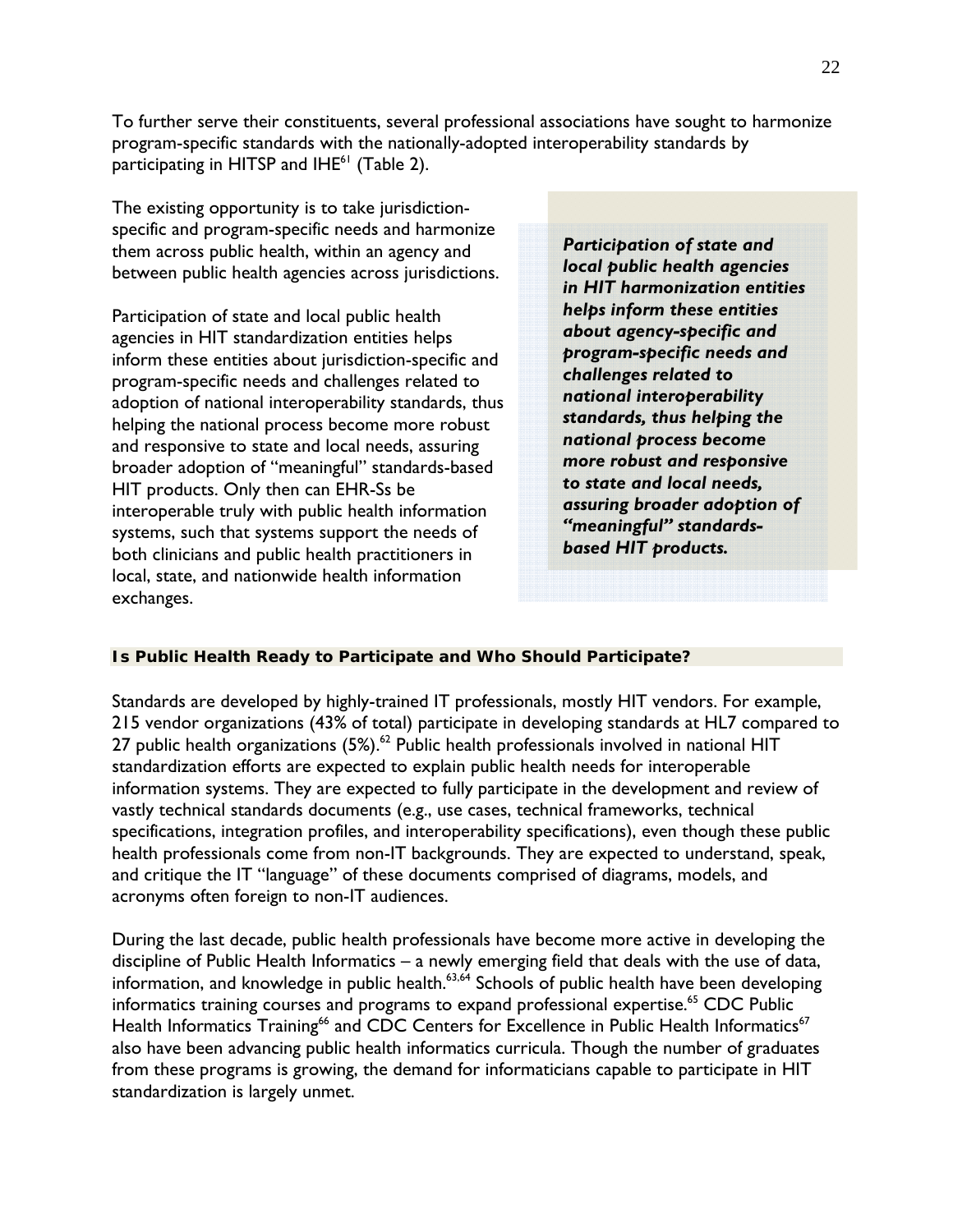To further serve their constituents, several professional associations have sought to harmonize program-specific standards with the nationally-adopted interoperability standards by participating in HITSP and IHE[61] (Table 2).

The existing opportunity is to take jurisdiction-specific and program-specific needs and harmonize them across public health, within an agency and between public health agencies across jurisdictions.

Participation of state and local public health agencies in HIT standardization entities helps inform these entities about jurisdiction-specific and program-specific needs and challenges related to adoption of national interoperability standards, thus helping the national process become more robust and responsive to state and local needs, assuring broader adoption of "meaningful" standards-based HIT products. Only then can EHR-Ss be interoperable truly with public health information systems, such that systems support the needs of both clinicians and public health practitioners in local, state, and nationwide health information exchanges.

> ***Participation of state and local public health agencies in HIT harmonization entities helps inform these entities about agency-specific and program-specific needs and challenges related to national interoperability standards, thus helping the national process become more robust and responsive to state and local needs, assuring broader adoption of "meaningful" standards-based HIT products.***

### Is Public Health Ready to Participate and Who Should Participate?

Standards are developed by highly-trained IT professionals, mostly HIT vendors. For example, 215 vendor organizations (43% of total) participate in developing standards at HL7 compared to 27 public health organizations (5%).[62] Public health professionals involved in national HIT standardization efforts are expected to explain public health needs for interoperable information systems. They are expected to fully participate in the development and review of vastly technical standards documents (e.g., use cases, technical frameworks, technical specifications, integration profiles, and interoperability specifications), even though these public health professionals come from non-IT backgrounds. They are expected to understand, speak, and critique the IT "language" of these documents comprised of diagrams, models, and acronyms often foreign to non-IT audiences.

During the last decade, public health professionals have become more active in developing the discipline of Public Health Informatics – a newly emerging field that deals with the use of data, information, and knowledge in public health.[63,64] Schools of public health have been developing informatics training courses and programs to expand professional expertise.[65] CDC Public Health Informatics Training[66] and CDC Centers for Excellence in Public Health Informatics[67] also have been advancing public health informatics curricula. Though the number of graduates from these programs is growing, the demand for informaticians capable to participate in HIT standardization is largely unmet.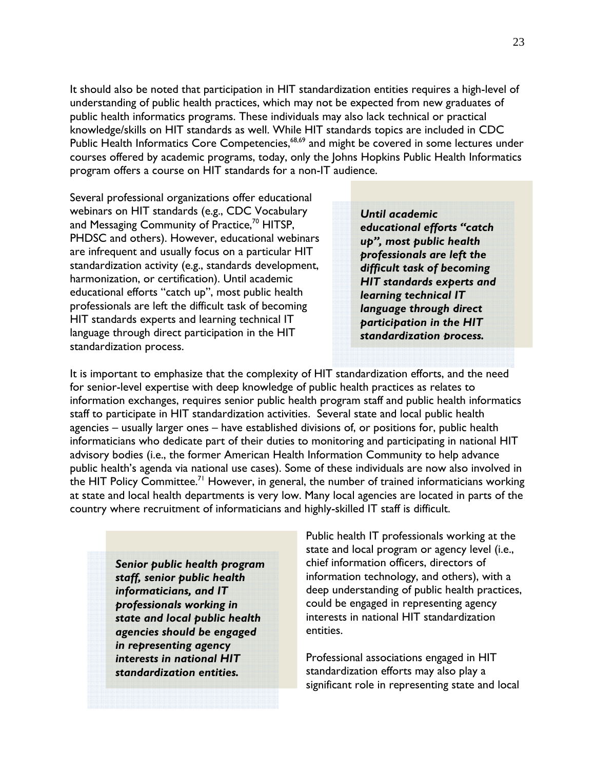It should also be noted that participation in HIT standardization entities requires a high-level of understanding of public health practices, which may not be expected from new graduates of public health informatics programs. These individuals may also lack technical or practical knowledge/skills on HIT standards as well. While HIT standards topics are included in CDC Public Health Informatics Core Competencies,[68,69] and might be covered in some lectures under courses offered by academic programs, today, only the Johns Hopkins Public Health Informatics program offers a course on HIT standards for a non-IT audience.

Several professional organizations offer educational webinars on HIT standards (e.g., CDC Vocabulary and Messaging Community of Practice,[70] HITSP, PHDSC and others). However, educational webinars are infrequent and usually focus on a particular HIT standardization activity (e.g., standards development, harmonization, or certification). Until academic educational efforts "catch up", most public health professionals are left the difficult task of becoming HIT standards experts and learning technical IT language through direct participation in the HIT standardization process.

***Until academic educational efforts "catch up", most public health professionals are left the difficult task of becoming HIT standards experts and learning technical IT language through direct participation in the HIT standardization process.***

It is important to emphasize that the complexity of HIT standardization efforts, and the need for senior-level expertise with deep knowledge of public health practices as relates to information exchanges, requires senior public health program staff and public health informatics staff to participate in HIT standardization activities. Several state and local public health agencies – usually larger ones – have established divisions of, or positions for, public health informaticians who dedicate part of their duties to monitoring and participating in national HIT advisory bodies (i.e., the former American Health Information Community to help advance public health's agenda via national use cases). Some of these individuals are now also involved in the HIT Policy Committee.[71] However, in general, the number of trained informaticians working at state and local health departments is very low. Many local agencies are located in parts of the country where recruitment of informaticians and highly-skilled IT staff is difficult.

***Senior public health program staff, senior public health informaticians, and IT professionals working in state and local public health agencies should be engaged in representing agency interests in national HIT standardization entities.***

Public health IT professionals working at the state and local program or agency level (i.e., chief information officers, directors of information technology, and others), with a deep understanding of public health practices, could be engaged in representing agency interests in national HIT standardization entities.

Professional associations engaged in HIT standardization efforts may also play a significant role in representing state and local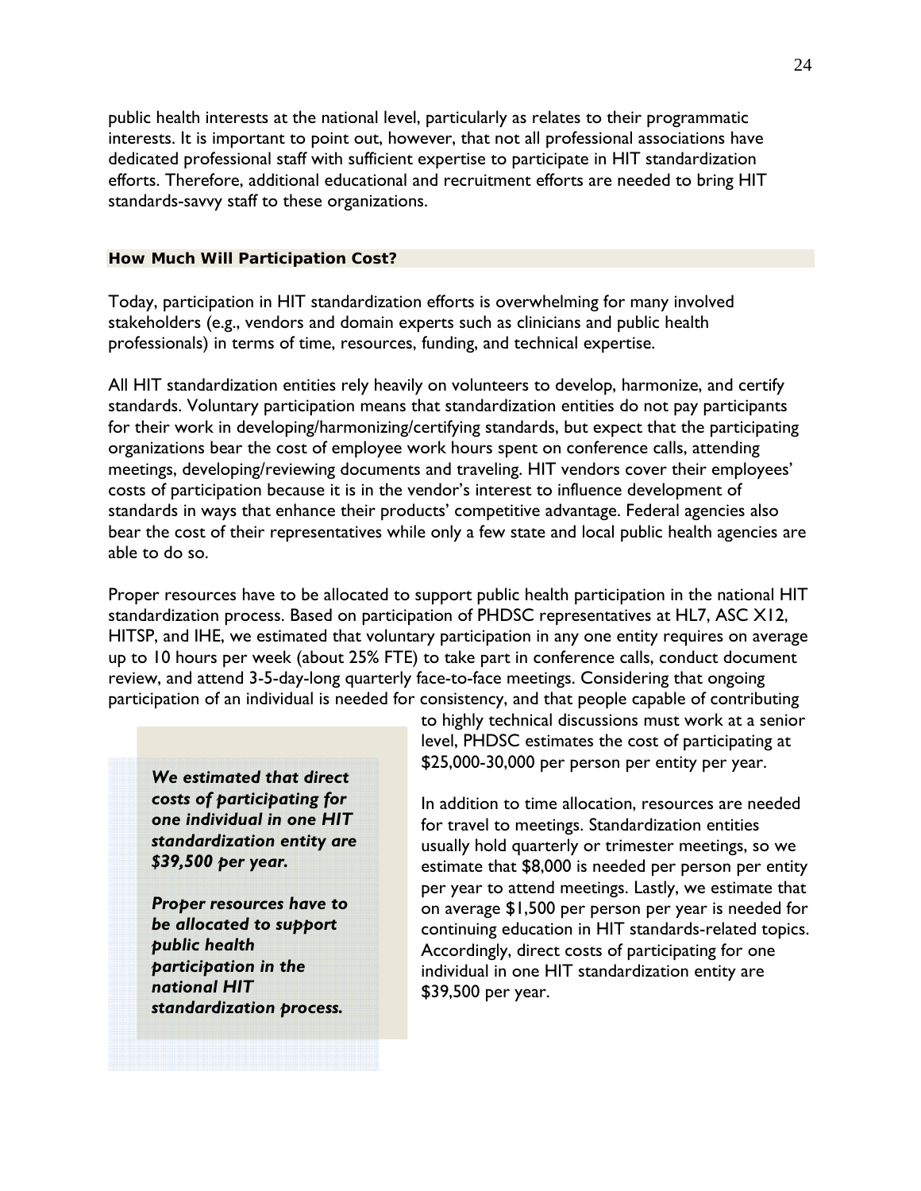public health interests at the national level, particularly as relates to their programmatic interests. It is important to point out, however, that not all professional associations have dedicated professional staff with sufficient expertise to participate in HIT standardization efforts. Therefore, additional educational and recruitment efforts are needed to bring HIT standards-savvy staff to these organizations.

### How Much Will Participation Cost?

Today, participation in HIT standardization efforts is overwhelming for many involved stakeholders (e.g., vendors and domain experts such as clinicians and public health professionals) in terms of time, resources, funding, and technical expertise.

All HIT standardization entities rely heavily on volunteers to develop, harmonize, and certify standards. Voluntary participation means that standardization entities do not pay participants for their work in developing/harmonizing/certifying standards, but expect that the participating organizations bear the cost of employee work hours spent on conference calls, attending meetings, developing/reviewing documents and traveling. HIT vendors cover their employees' costs of participation because it is in the vendor's interest to influence development of standards in ways that enhance their products' competitive advantage. Federal agencies also bear the cost of their representatives while only a few state and local public health agencies are able to do so.

Proper resources have to be allocated to support public health participation in the national HIT standardization process. Based on participation of PHDSC representatives at HL7, ASC X12, HITSP, and IHE, we estimated that voluntary participation in any one entity requires on average up to 10 hours per week (about 25% FTE) to take part in conference calls, conduct document review, and attend 3-5-day-long quarterly face-to-face meetings. Considering that ongoing participation of an individual is needed for consistency, and that people capable of contributing to highly technical discussions must work at a senior level, PHDSC estimates the cost of participating at $25,000-30,000 per person per entity per year.

> ***We estimated that direct costs of participating for one individual in one HIT standardization entity are $39,500 per year.***
>
> ***Proper resources have to be allocated to support public health participation in the national HIT standardization process.***

In addition to time allocation, resources are needed for travel to meetings. Standardization entities usually hold quarterly or trimester meetings, so we estimate that $8,000 is needed per person per entity per year to attend meetings. Lastly, we estimate that on average $1,500 per person per year is needed for continuing education in HIT standards-related topics. Accordingly, direct costs of participating for one individual in one HIT standardization entity are $39,500 per year.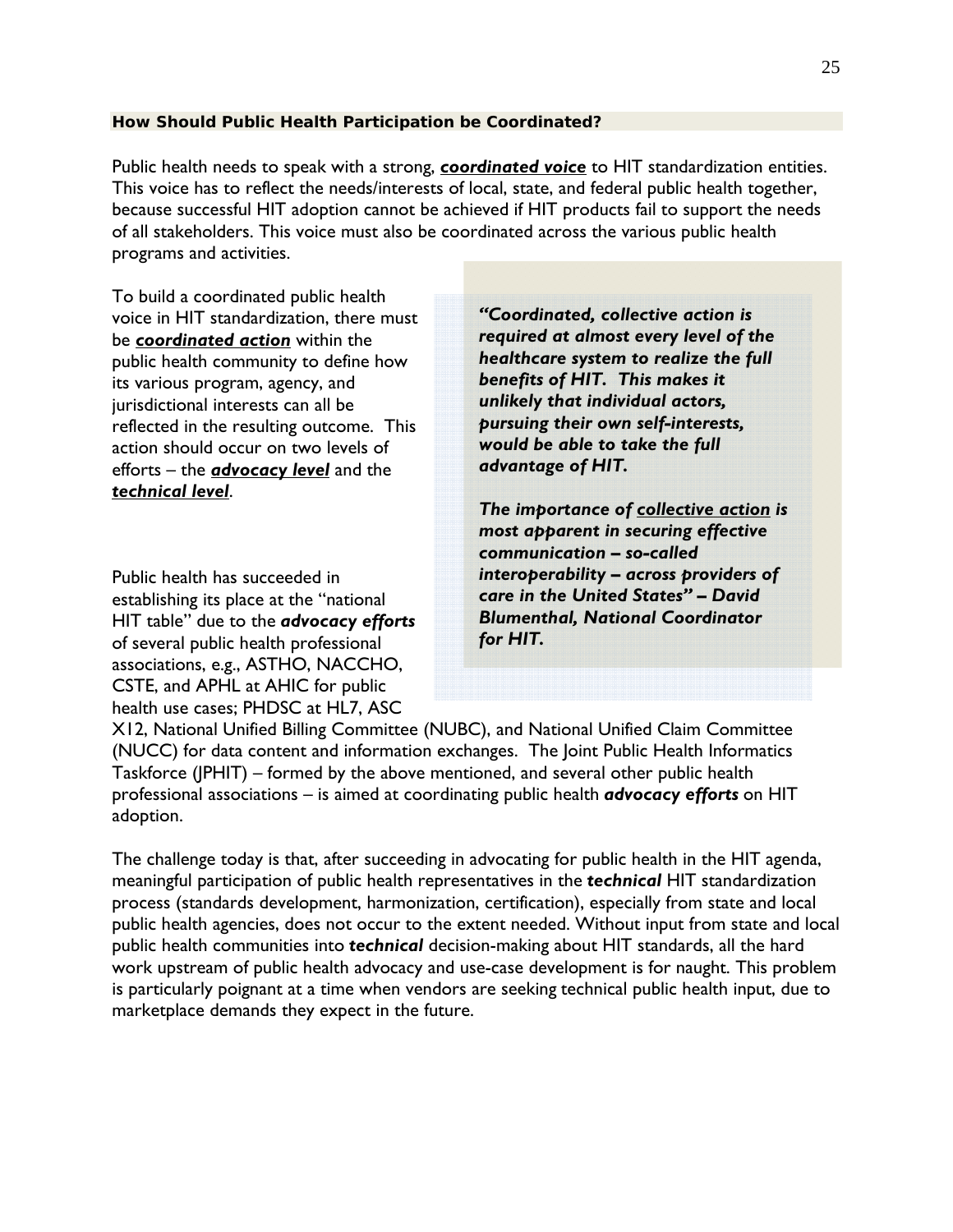### How Should Public Health Participation be Coordinated?

Public health needs to speak with a strong, ***coordinated voice*** to HIT standardization entities. This voice has to reflect the needs/interests of local, state, and federal public health together, because successful HIT adoption cannot be achieved if HIT products fail to support the needs of all stakeholders. This voice must also be coordinated across the various public health programs and activities.

To build a coordinated public health voice in HIT standardization, there must be ***coordinated action*** within the public health community to define how its various program, agency, and jurisdictional interests can all be reflected in the resulting outcome. This action should occur on two levels of efforts – the ***advocacy level*** and the ***technical level***.

> ***"Coordinated, collective action is required at almost every level of the healthcare system to realize the full benefits of HIT. This makes it unlikely that individual actors, pursuing their own self-interests, would be able to take the full advantage of HIT.***
>
> ***The importance of collective action is most apparent in securing effective communication – so-called interoperability – across providers of care in the United States" – David Blumenthal, National Coordinator for HIT.***

Public health has succeeded in establishing its place at the "national HIT table" due to the ***advocacy efforts*** of several public health professional associations, e.g., ASTHO, NACCHO, CSTE, and APHL at AHIC for public health use cases; PHDSC at HL7, ASC X12, National Unified Billing Committee (NUBC), and National Unified Claim Committee (NUCC) for data content and information exchanges. The Joint Public Health Informatics Taskforce (JPHIT) – formed by the above mentioned, and several other public health professional associations – is aimed at coordinating public health ***advocacy efforts*** on HIT adoption.

The challenge today is that, after succeeding in advocating for public health in the HIT agenda, meaningful participation of public health representatives in the ***technical*** HIT standardization process (standards development, harmonization, certification), especially from state and local public health agencies, does not occur to the extent needed. Without input from state and local public health communities into ***technical*** decision-making about HIT standards, all the hard work upstream of public health advocacy and use-case development is for naught. This problem is particularly poignant at a time when vendors are seeking technical public health input, due to marketplace demands they expect in the future.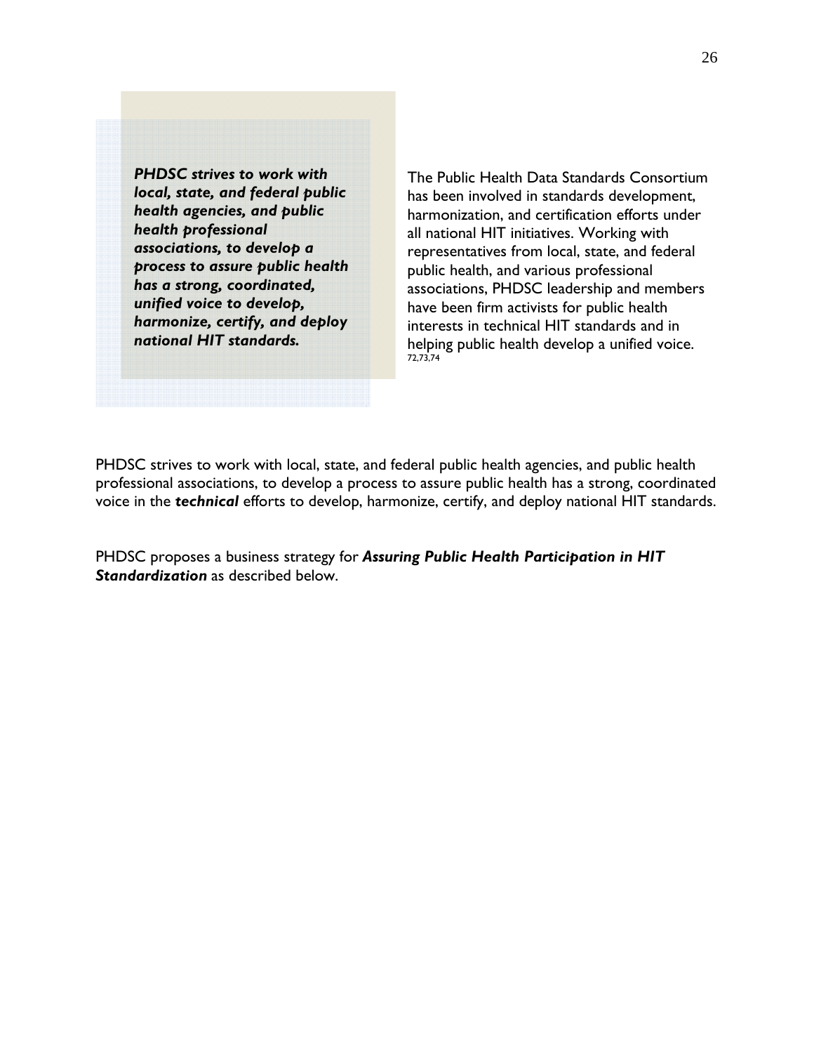***PHDSC strives to work with local, state, and federal public health agencies, and public health professional associations, to develop a process to assure public health has a strong, coordinated, unified voice to develop, harmonize, certify, and deploy national HIT standards.***

The Public Health Data Standards Consortium has been involved in standards development, harmonization, and certification efforts under all national HIT initiatives. Working with representatives from local, state, and federal public health, and various professional associations, PHDSC leadership and members have been firm activists for public health interests in technical HIT standards and in helping public health develop a unified voice.[72,73,74]

PHDSC strives to work with local, state, and federal public health agencies, and public health professional associations, to develop a process to assure public health has a strong, coordinated voice in the ***technical*** efforts to develop, harmonize, certify, and deploy national HIT standards.

PHDSC proposes a business strategy for ***Assuring Public Health Participation in HIT Standardization*** as described below.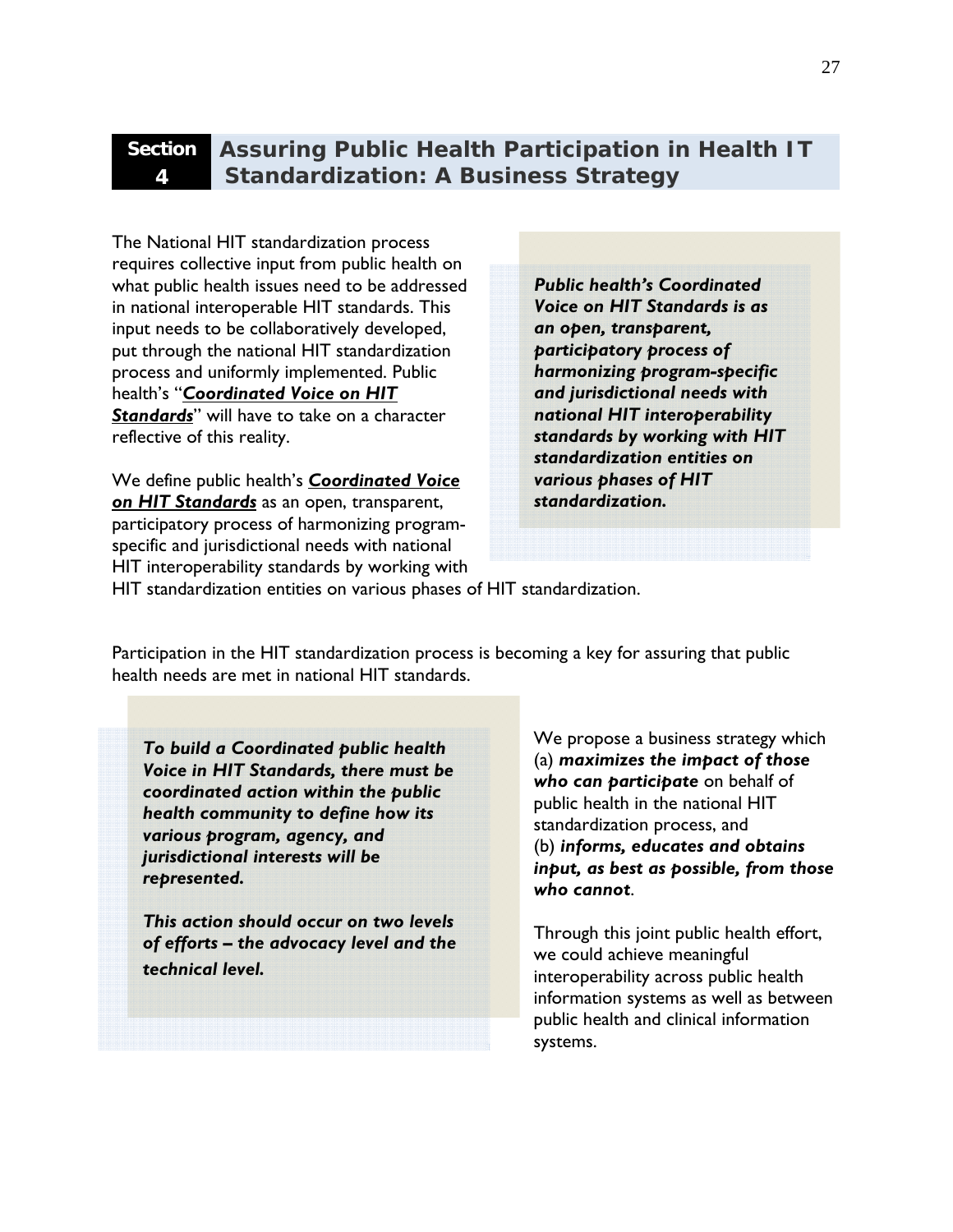# Section 4 Assuring Public Health Participation in Health IT Standardization: A Business Strategy

The National HIT standardization process requires collective input from public health on what public health issues need to be addressed in national interoperable HIT standards. This input needs to be collaboratively developed, put through the national HIT standardization process and uniformly implemented. Public health's "***Coordinated Voice on HIT Standards***" will have to take on a character reflective of this reality.

We define public health's ***Coordinated Voice on HIT Standards*** as an open, transparent, participatory process of harmonizing program-specific and jurisdictional needs with national HIT interoperability standards by working with HIT standardization entities on various phases of HIT standardization.

> ***Public health's Coordinated Voice on HIT Standards is as an open, transparent, participatory process of harmonizing program-specific and jurisdictional needs with national HIT interoperability standards by working with HIT standardization entities on various phases of HIT standardization.***

Participation in the HIT standardization process is becoming a key for assuring that public health needs are met in national HIT standards.

> ***To build a Coordinated public health Voice in HIT Standards, there must be coordinated action within the public health community to define how its various program, agency, and jurisdictional interests will be represented.***
>
> ***This action should occur on two levels of efforts – the advocacy level and the technical level.***

We propose a business strategy which (a) ***maximizes the impact of those who can participate*** on behalf of public health in the national HIT standardization process, and (b) ***informs, educates and obtains input, as best as possible, from those who cannot***.

Through this joint public health effort, we could achieve meaningful interoperability across public health information systems as well as between public health and clinical information systems.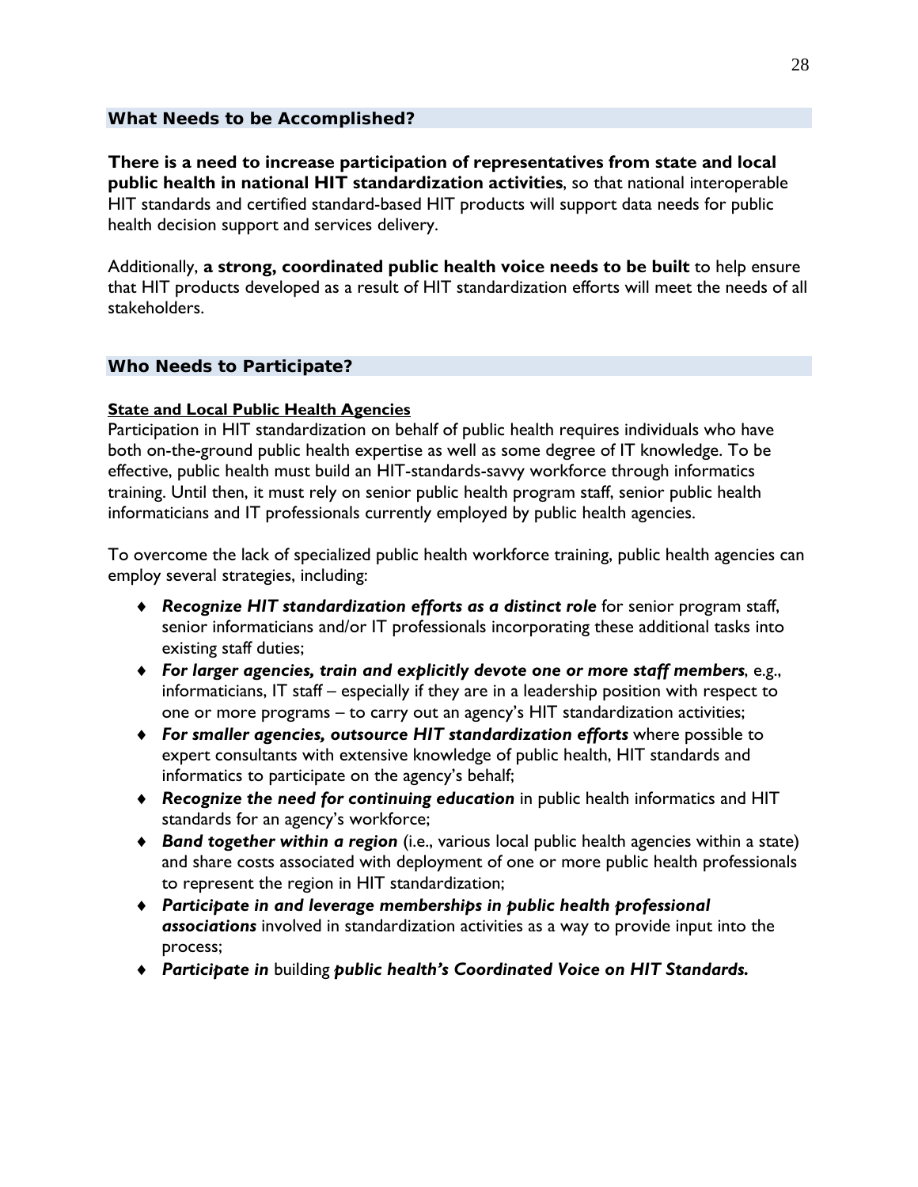## What Needs to be Accomplished?

**There is a need to increase participation of representatives from state and local public health in national HIT standardization activities**, so that national interoperable HIT standards and certified standard-based HIT products will support data needs for public health decision support and services delivery.

Additionally, **a strong, coordinated public health voice needs to be built** to help ensure that HIT products developed as a result of HIT standardization efforts will meet the needs of all stakeholders.

## Who Needs to Participate?

### State and Local Public Health Agencies

Participation in HIT standardization on behalf of public health requires individuals who have both on-the-ground public health expertise as well as some degree of IT knowledge. To be effective, public health must build an HIT-standards-savvy workforce through informatics training. Until then, it must rely on senior public health program staff, senior public health informaticians and IT professionals currently employed by public health agencies.

To overcome the lack of specialized public health workforce training, public health agencies can employ several strategies, including:

- ***Recognize HIT standardization efforts as a distinct role*** for senior program staff, senior informaticians and/or IT professionals incorporating these additional tasks into existing staff duties;
- ***For larger agencies, train and explicitly devote one or more staff members***, e.g., informaticians, IT staff – especially if they are in a leadership position with respect to one or more programs – to carry out an agency's HIT standardization activities;
- ***For smaller agencies, outsource HIT standardization efforts*** where possible to expert consultants with extensive knowledge of public health, HIT standards and informatics to participate on the agency's behalf;
- ***Recognize the need for continuing education*** in public health informatics and HIT standards for an agency's workforce;
- ***Band together within a region*** (i.e., various local public health agencies within a state) and share costs associated with deployment of one or more public health professionals to represent the region in HIT standardization;
- ***Participate in and leverage memberships in public health professional associations*** involved in standardization activities as a way to provide input into the process;
- ***Participate in*** building ***public health's Coordinated Voice on HIT Standards.***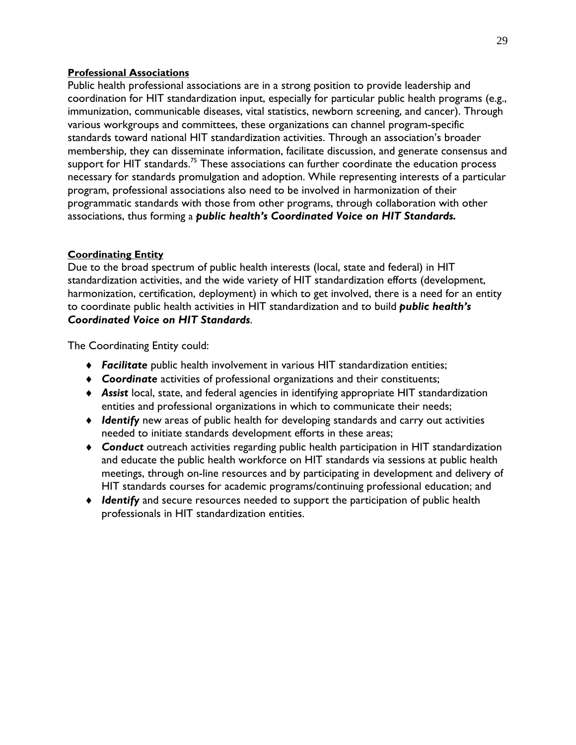**Professional Associations**

Public health professional associations are in a strong position to provide leadership and coordination for HIT standardization input, especially for particular public health programs (e.g., immunization, communicable diseases, vital statistics, newborn screening, and cancer). Through various workgroups and committees, these organizations can channel program-specific standards toward national HIT standardization activities. Through an association's broader membership, they can disseminate information, facilitate discussion, and generate consensus and support for HIT standards.[75] These associations can further coordinate the education process necessary for standards promulgation and adoption. While representing interests of a particular program, professional associations also need to be involved in harmonization of their programmatic standards with those from other programs, through collaboration with other associations, thus forming a ***public health's Coordinated Voice on HIT Standards.***

**Coordinating Entity**

Due to the broad spectrum of public health interests (local, state and federal) in HIT standardization activities, and the wide variety of HIT standardization efforts (development, harmonization, certification, deployment) in which to get involved, there is a need for an entity to coordinate public health activities in HIT standardization and to build ***public health's Coordinated Voice on HIT Standards***.

The Coordinating Entity could:

- ***Facilitate*** public health involvement in various HIT standardization entities;
- ***Coordinate*** activities of professional organizations and their constituents;
- ***Assist*** local, state, and federal agencies in identifying appropriate HIT standardization entities and professional organizations in which to communicate their needs;
- ***Identify*** new areas of public health for developing standards and carry out activities needed to initiate standards development efforts in these areas;
- ***Conduct*** outreach activities regarding public health participation in HIT standardization and educate the public health workforce on HIT standards via sessions at public health meetings, through on-line resources and by participating in development and delivery of HIT standards courses for academic programs/continuing professional education; and
- ***Identify*** and secure resources needed to support the participation of public health professionals in HIT standardization entities.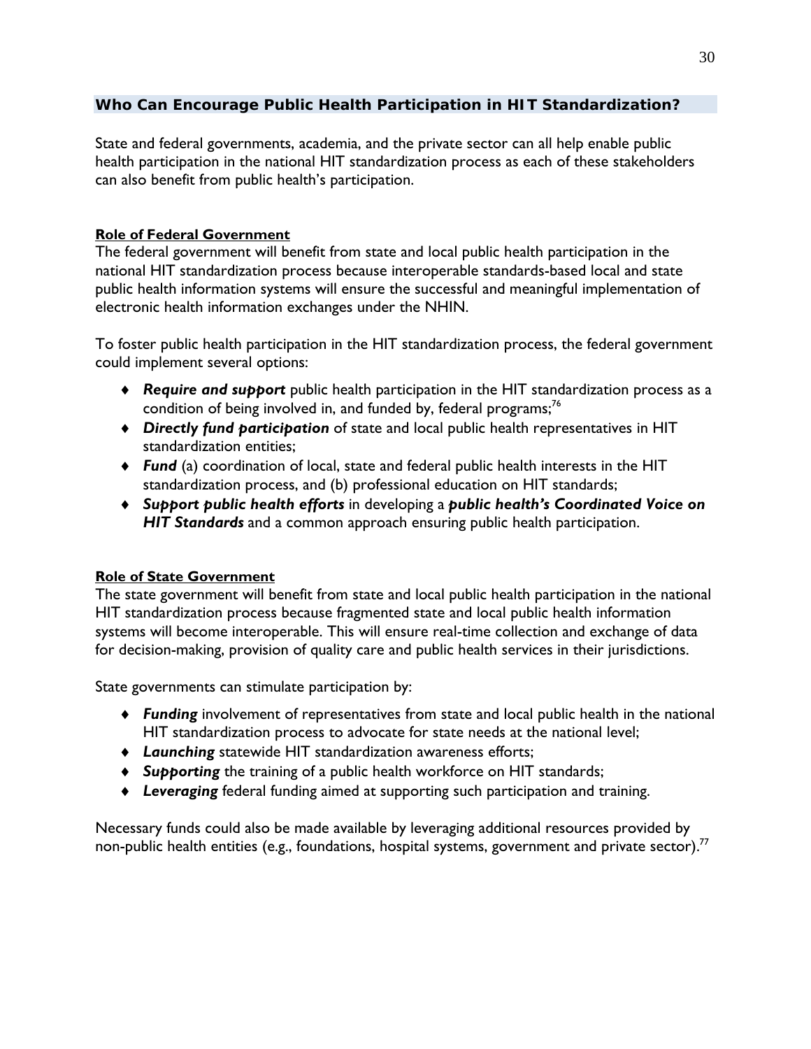## Who Can Encourage Public Health Participation in HIT Standardization?

State and federal governments, academia, and the private sector can all help enable public health participation in the national HIT standardization process as each of these stakeholders can also benefit from public health's participation.

### Role of Federal Government

The federal government will benefit from state and local public health participation in the national HIT standardization process because interoperable standards-based local and state public health information systems will ensure the successful and meaningful implementation of electronic health information exchanges under the NHIN.

To foster public health participation in the HIT standardization process, the federal government could implement several options:

- ***Require and support*** public health participation in the HIT standardization process as a condition of being involved in, and funded by, federal programs;[76]
- ***Directly fund participation*** of state and local public health representatives in HIT standardization entities;
- ***Fund*** (a) coordination of local, state and federal public health interests in the HIT standardization process, and (b) professional education on HIT standards;
- ***Support public health efforts*** in developing a ***public health's Coordinated Voice on HIT Standards*** and a common approach ensuring public health participation.

### Role of State Government

The state government will benefit from state and local public health participation in the national HIT standardization process because fragmented state and local public health information systems will become interoperable. This will ensure real-time collection and exchange of data for decision-making, provision of quality care and public health services in their jurisdictions.

State governments can stimulate participation by:

- ***Funding*** involvement of representatives from state and local public health in the national HIT standardization process to advocate for state needs at the national level;
- ***Launching*** statewide HIT standardization awareness efforts;
- ***Supporting*** the training of a public health workforce on HIT standards;
- ***Leveraging*** federal funding aimed at supporting such participation and training.

Necessary funds could also be made available by leveraging additional resources provided by non-public health entities (e.g., foundations, hospital systems, government and private sector).[77]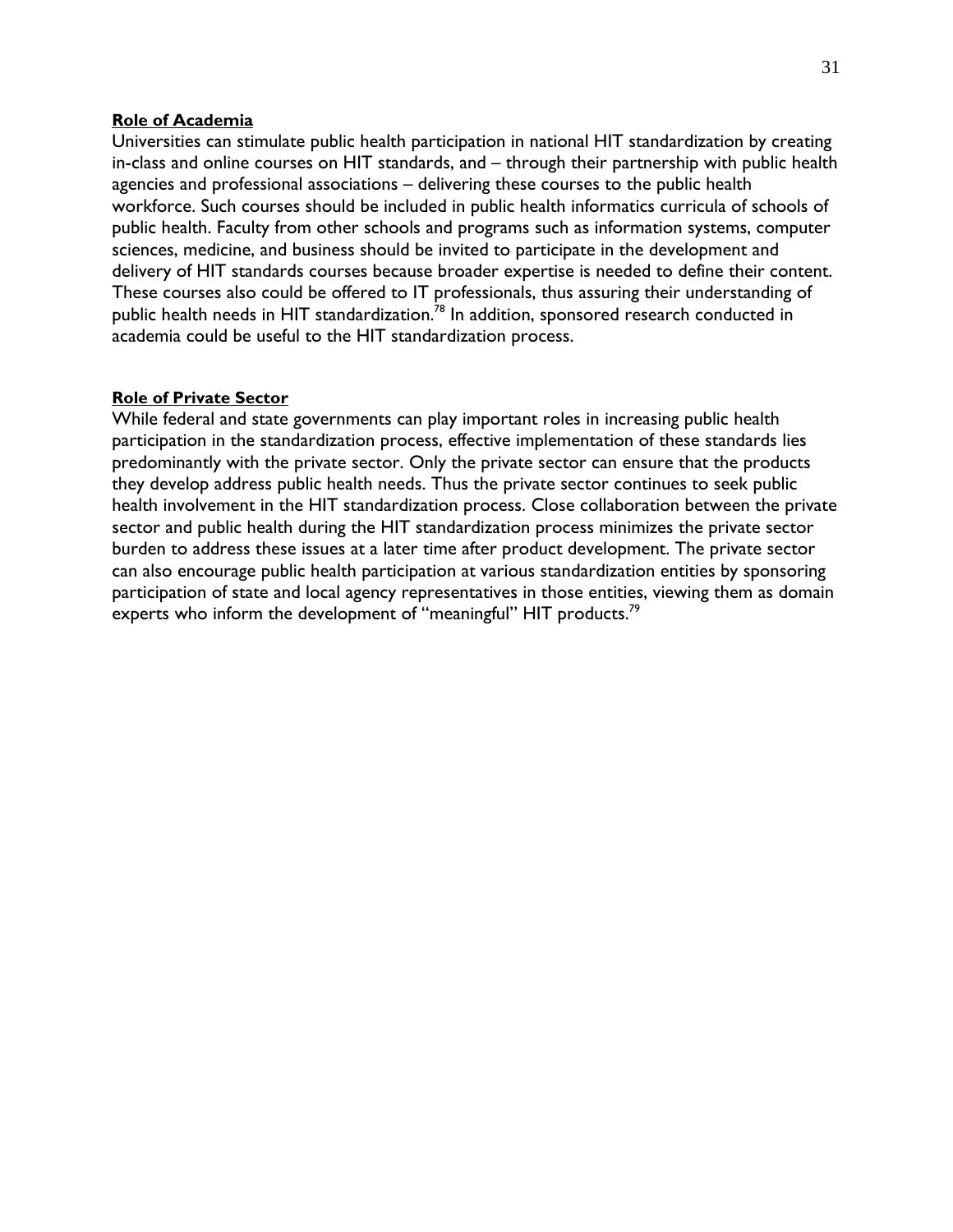**Role of Academia**

Universities can stimulate public health participation in national HIT standardization by creating in-class and online courses on HIT standards, and – through their partnership with public health agencies and professional associations – delivering these courses to the public health workforce. Such courses should be included in public health informatics curricula of schools of public health. Faculty from other schools and programs such as information systems, computer sciences, medicine, and business should be invited to participate in the development and delivery of HIT standards courses because broader expertise is needed to define their content. These courses also could be offered to IT professionals, thus assuring their understanding of public health needs in HIT standardization.[78] In addition, sponsored research conducted in academia could be useful to the HIT standardization process.

**Role of Private Sector**

While federal and state governments can play important roles in increasing public health participation in the standardization process, effective implementation of these standards lies predominantly with the private sector. Only the private sector can ensure that the products they develop address public health needs. Thus the private sector continues to seek public health involvement in the HIT standardization process. Close collaboration between the private sector and public health during the HIT standardization process minimizes the private sector burden to address these issues at a later time after product development. The private sector can also encourage public health participation at various standardization entities by sponsoring participation of state and local agency representatives in those entities, viewing them as domain experts who inform the development of "meaningful" HIT products.[79]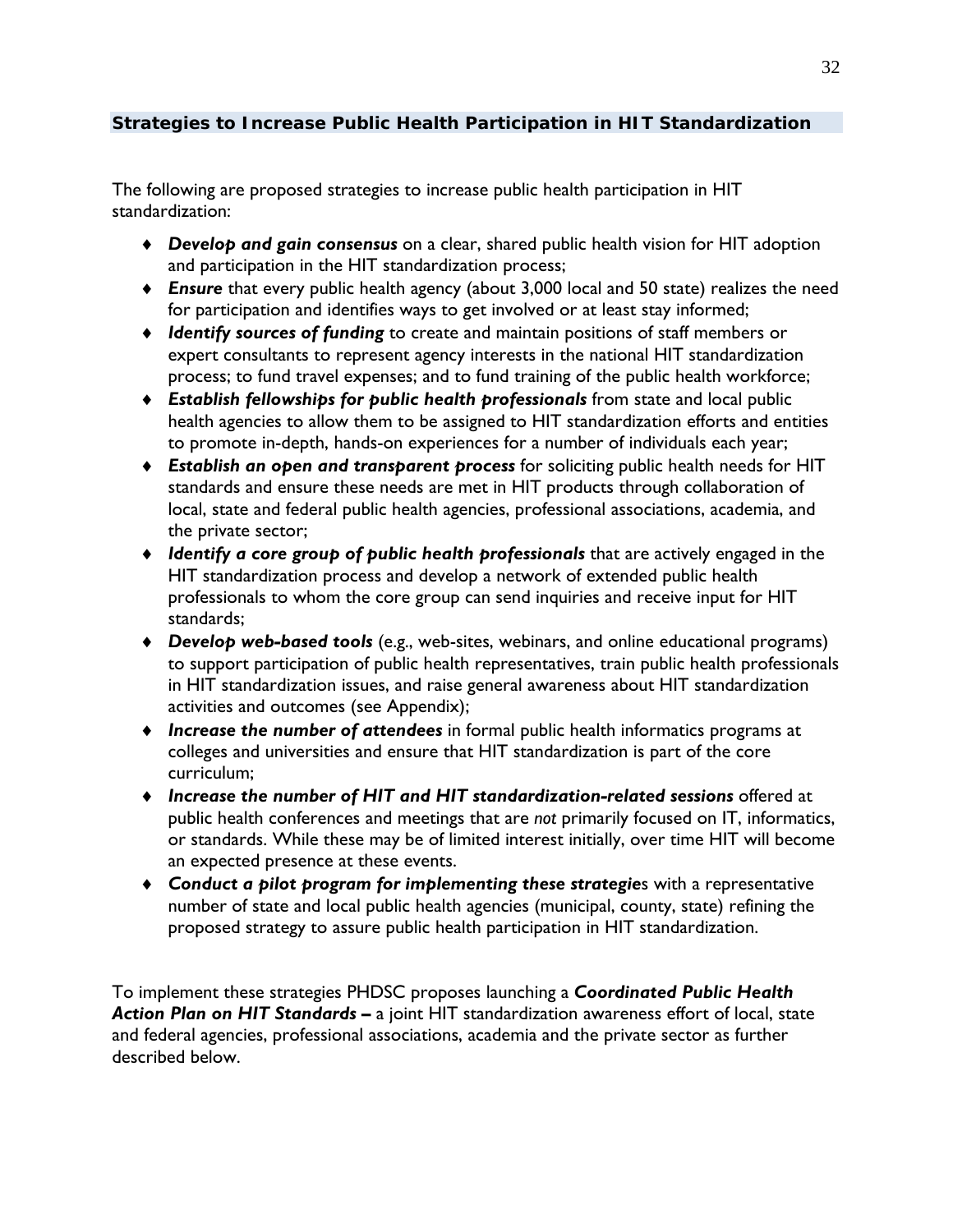## Strategies to Increase Public Health Participation in HIT Standardization

The following are proposed strategies to increase public health participation in HIT standardization:

- ***Develop and gain consensus*** on a clear, shared public health vision for HIT adoption and participation in the HIT standardization process;
- ***Ensure*** that every public health agency (about 3,000 local and 50 state) realizes the need for participation and identifies ways to get involved or at least stay informed;
- ***Identify sources of funding*** to create and maintain positions of staff members or expert consultants to represent agency interests in the national HIT standardization process; to fund travel expenses; and to fund training of the public health workforce;
- ***Establish fellowships for public health professionals*** from state and local public health agencies to allow them to be assigned to HIT standardization efforts and entities to promote in-depth, hands-on experiences for a number of individuals each year;
- ***Establish an open and transparent process*** for soliciting public health needs for HIT standards and ensure these needs are met in HIT products through collaboration of local, state and federal public health agencies, professional associations, academia, and the private sector;
- ***Identify a core group of public health professionals*** that are actively engaged in the HIT standardization process and develop a network of extended public health professionals to whom the core group can send inquiries and receive input for HIT standards;
- ***Develop web-based tools*** (e.g., web-sites, webinars, and online educational programs) to support participation of public health representatives, train public health professionals in HIT standardization issues, and raise general awareness about HIT standardization activities and outcomes (see Appendix);
- ***Increase the number of attendees*** in formal public health informatics programs at colleges and universities and ensure that HIT standardization is part of the core curriculum;
- ***Increase the number of HIT and HIT standardization-related sessions*** offered at public health conferences and meetings that are *not* primarily focused on IT, informatics, or standards. While these may be of limited interest initially, over time HIT will become an expected presence at these events.
- ***Conduct a pilot program for implementing these strategie***s with a representative number of state and local public health agencies (municipal, county, state) refining the proposed strategy to assure public health participation in HIT standardization.

To implement these strategies PHDSC proposes launching a ***Coordinated Public Health Action Plan on HIT Standards –*** a joint HIT standardization awareness effort of local, state and federal agencies, professional associations, academia and the private sector as further described below.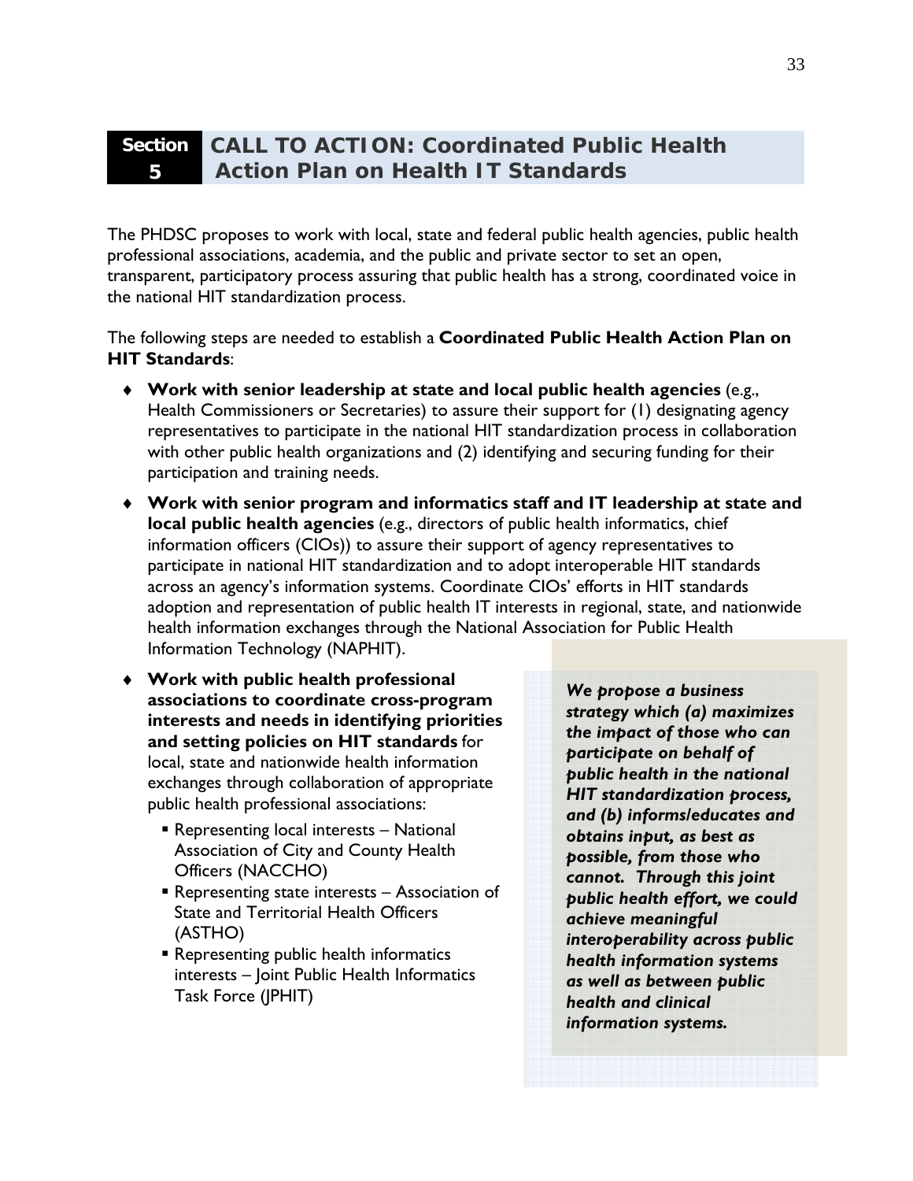# Section 5 CALL TO ACTION: Coordinated Public Health Action Plan on Health IT Standards

The PHDSC proposes to work with local, state and federal public health agencies, public health professional associations, academia, and the public and private sector to set an open, transparent, participatory process assuring that public health has a strong, coordinated voice in the national HIT standardization process.

The following steps are needed to establish a **Coordinated Public Health Action Plan on HIT Standards**:

- **Work with senior leadership at state and local public health agencies** (e.g., Health Commissioners or Secretaries) to assure their support for (1) designating agency representatives to participate in the national HIT standardization process in collaboration with other public health organizations and (2) identifying and securing funding for their participation and training needs.
- **Work with senior program and informatics staff and IT leadership at state and local public health agencies** (e.g., directors of public health informatics, chief information officers (CIOs)) to assure their support of agency representatives to participate in national HIT standardization and to adopt interoperable HIT standards across an agency's information systems. Coordinate CIOs' efforts in HIT standards adoption and representation of public health IT interests in regional, state, and nationwide health information exchanges through the National Association for Public Health Information Technology (NAPHIT).
- **Work with public health professional associations to coordinate cross-program interests and needs in identifying priorities and setting policies on HIT standards** for local, state and nationwide health information exchanges through collaboration of appropriate public health professional associations:
  - Representing local interests – National Association of City and County Health Officers (NACCHO)
  - Representing state interests – Association of State and Territorial Health Officers (ASTHO)
  - Representing public health informatics interests – Joint Public Health Informatics Task Force (JPHIT)

***We propose a business strategy which (a) maximizes the impact of those who can participate on behalf of public health in the national HIT standardization process, and (b) informs/educates and obtains input, as best as possible, from those who cannot. Through this joint public health effort, we could achieve meaningful interoperability across public health information systems as well as between public health and clinical information systems.***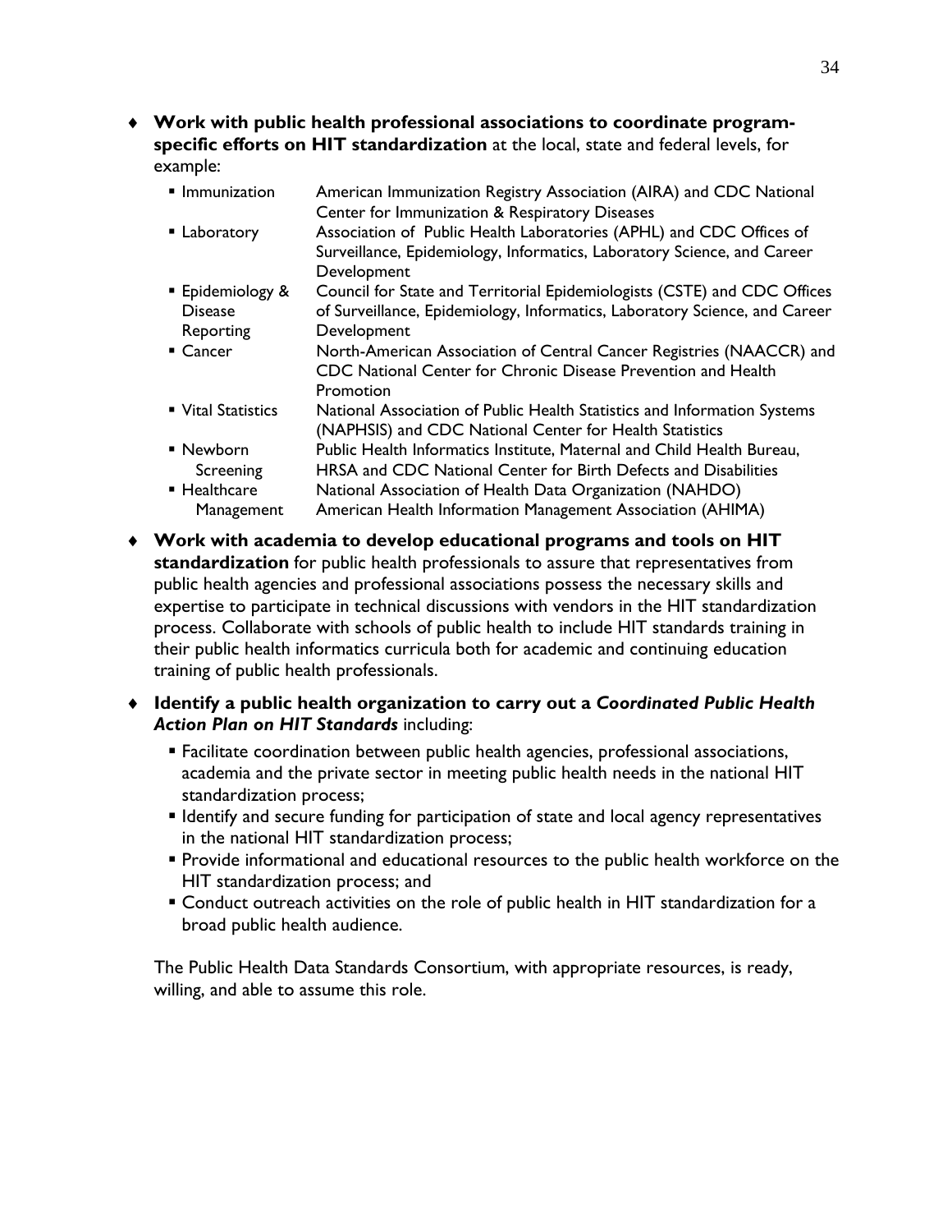- **Work with public health professional associations to coordinate program-specific efforts on HIT standardization** at the local, state and federal levels, for example:

| | |
|---|---|
| ▪ Immunization | American Immunization Registry Association (AIRA) and CDC National Center for Immunization & Respiratory Diseases |
| ▪ Laboratory | Association of Public Health Laboratories (APHL) and CDC Offices of Surveillance, Epidemiology, Informatics, Laboratory Science, and Career Development |
| ▪ Epidemiology & Disease Reporting | Council for State and Territorial Epidemiologists (CSTE) and CDC Offices of Surveillance, Epidemiology, Informatics, Laboratory Science, and Career Development |
| ▪ Cancer | North-American Association of Central Cancer Registries (NAACCR) and CDC National Center for Chronic Disease Prevention and Health Promotion |
| ▪ Vital Statistics | National Association of Public Health Statistics and Information Systems (NAPHSIS) and CDC National Center for Health Statistics |
| ▪ Newborn Screening | Public Health Informatics Institute, Maternal and Child Health Bureau, HRSA and CDC National Center for Birth Defects and Disabilities |
| ▪ Healthcare Management | National Association of Health Data Organization (NAHDO) American Health Information Management Association (AHIMA) |

- **Work with academia to develop educational programs and tools on HIT standardization** for public health professionals to assure that representatives from public health agencies and professional associations possess the necessary skills and expertise to participate in technical discussions with vendors in the HIT standardization process. Collaborate with schools of public health to include HIT standards training in their public health informatics curricula both for academic and continuing education training of public health professionals.

- **Identify a public health organization to carry out a *Coordinated Public Health Action Plan on HIT Standards*** including:
  - Facilitate coordination between public health agencies, professional associations, academia and the private sector in meeting public health needs in the national HIT standardization process;
  - Identify and secure funding for participation of state and local agency representatives in the national HIT standardization process;
  - Provide informational and educational resources to the public health workforce on the HIT standardization process; and
  - Conduct outreach activities on the role of public health in HIT standardization for a broad public health audience.

The Public Health Data Standards Consortium, with appropriate resources, is ready, willing, and able to assume this role.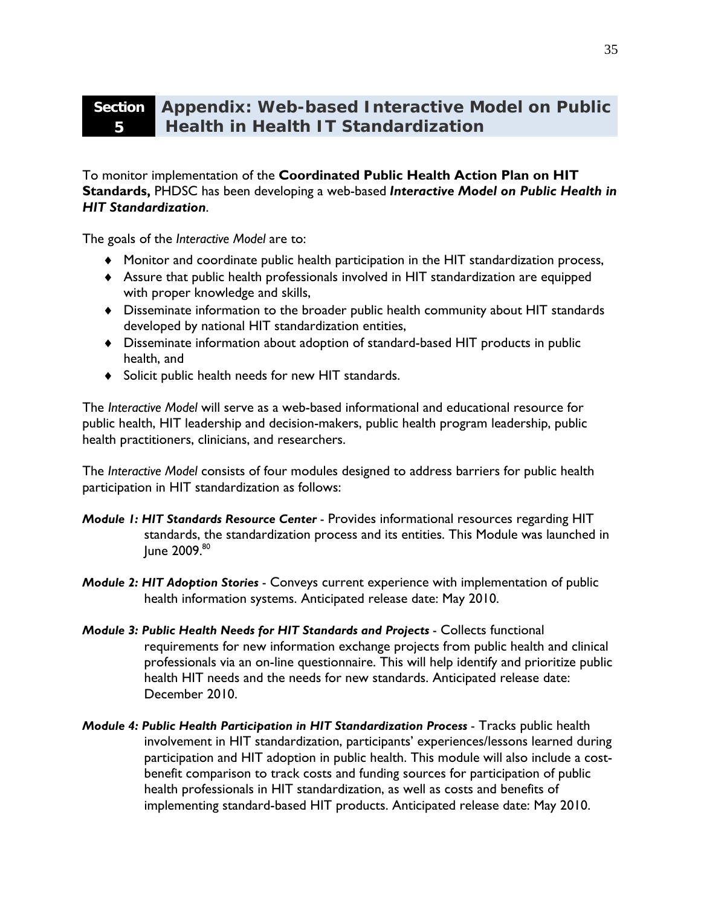# Section 5 Appendix: Web-based Interactive Model on Public Health in Health IT Standardization

To monitor implementation of the **Coordinated Public Health Action Plan on HIT Standards,** PHDSC has been developing a web-based ***Interactive Model on Public Health in HIT Standardization***.

The goals of the *Interactive Model* are to:

- Monitor and coordinate public health participation in the HIT standardization process,
- Assure that public health professionals involved in HIT standardization are equipped with proper knowledge and skills,
- Disseminate information to the broader public health community about HIT standards developed by national HIT standardization entities,
- Disseminate information about adoption of standard-based HIT products in public health, and
- Solicit public health needs for new HIT standards.

The *Interactive Model* will serve as a web-based informational and educational resource for public health, HIT leadership and decision-makers, public health program leadership, public health practitioners, clinicians, and researchers.

The *Interactive Model* consists of four modules designed to address barriers for public health participation in HIT standardization as follows:

***Module 1: HIT Standards Resource Center*** - Provides informational resources regarding HIT standards, the standardization process and its entities. This Module was launched in June 2009.[80]

***Module 2: HIT Adoption Stories*** - Conveys current experience with implementation of public health information systems. Anticipated release date: May 2010.

***Module 3: Public Health Needs for HIT Standards and Projects*** - Collects functional requirements for new information exchange projects from public health and clinical professionals via an on-line questionnaire. This will help identify and prioritize public health HIT needs and the needs for new standards. Anticipated release date: December 2010.

***Module 4: Public Health Participation in HIT Standardization Process*** - Tracks public health involvement in HIT standardization, participants' experiences/lessons learned during participation and HIT adoption in public health. This module will also include a cost-benefit comparison to track costs and funding sources for participation of public health professionals in HIT standardization, as well as costs and benefits of implementing standard-based HIT products. Anticipated release date: May 2010.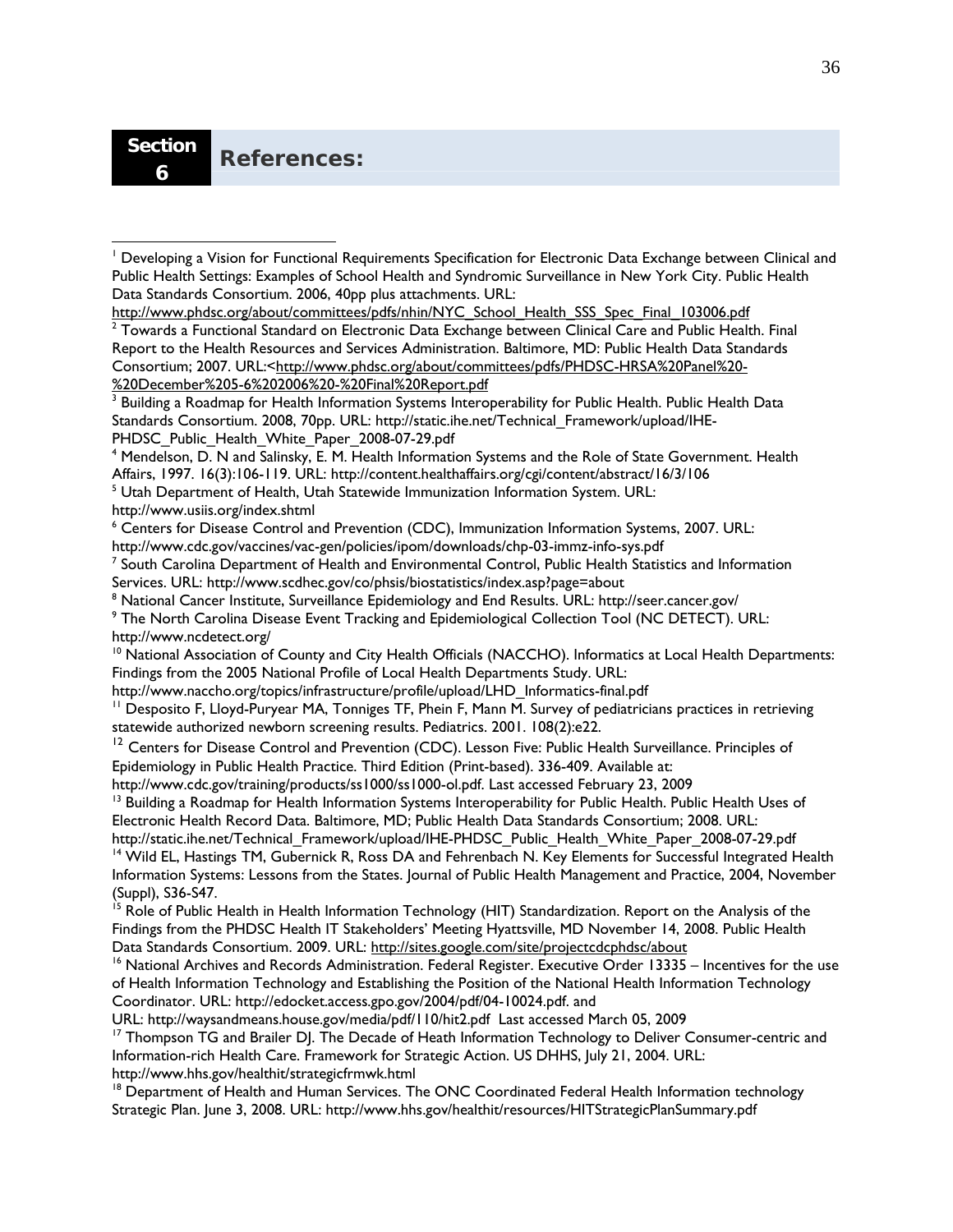# Section 6 References:

[1] Developing a Vision for Functional Requirements Specification for Electronic Data Exchange between Clinical and Public Health Settings: Examples of School Health and Syndromic Surveillance in New York City. Public Health Data Standards Consortium. 2006, 40pp plus attachments. URL: http://www.phdsc.org/about/committees/pdfs/nhin/NYC_School_Health_SSS_Spec_Final_103006.pdf

[2] Towards a Functional Standard on Electronic Data Exchange between Clinical Care and Public Health. Final Report to the Health Resources and Services Administration. Baltimore, MD: Public Health Data Standards Consortium; 2007. URL:<http://www.phdsc.org/about/committees/pdfs/PHDSC-HRSA%20Panel%20-%20December%205-6%202006%20-%20Final%20Report.pdf

[3] Building a Roadmap for Health Information Systems Interoperability for Public Health. Public Health Data Standards Consortium. 2008, 70pp. URL: http://static.ihe.net/Technical_Framework/upload/IHE-PHDSC_Public_Health_White_Paper_2008-07-29.pdf

[4] Mendelson, D. N and Salinsky, E. M. Health Information Systems and the Role of State Government. Health Affairs, 1997. 16(3):106-119. URL: http://content.healthaffairs.org/cgi/content/abstract/16/3/106

[5] Utah Department of Health, Utah Statewide Immunization Information System. URL: http://www.usiis.org/index.shtml

[6] Centers for Disease Control and Prevention (CDC), Immunization Information Systems, 2007. URL: http://www.cdc.gov/vaccines/vac-gen/policies/ipom/downloads/chp-03-immz-info-sys.pdf

[7] South Carolina Department of Health and Environmental Control, Public Health Statistics and Information Services. URL: http://www.scdhec.gov/co/phsis/biostatistics/index.asp?page=about

[8] National Cancer Institute, Surveillance Epidemiology and End Results. URL: http://seer.cancer.gov/

[9] The North Carolina Disease Event Tracking and Epidemiological Collection Tool (NC DETECT). URL: http://www.ncdetect.org/

[10] National Association of County and City Health Officials (NACCHO). Informatics at Local Health Departments: Findings from the 2005 National Profile of Local Health Departments Study. URL: http://www.naccho.org/topics/infrastructure/profile/upload/LHD_Informatics-final.pdf

[11] Desposito F, Lloyd-Puryear MA, Tonniges TF, Phein F, Mann M. Survey of pediatricians practices in retrieving statewide authorized newborn screening results. Pediatrics. 2001. 108(2):e22.

[12] Centers for Disease Control and Prevention (CDC). Lesson Five: Public Health Surveillance. Principles of Epidemiology in Public Health Practice. Third Edition (Print-based). 336-409. Available at: http://www.cdc.gov/training/products/ss1000/ss1000-ol.pdf. Last accessed February 23, 2009

[13] Building a Roadmap for Health Information Systems Interoperability for Public Health. Public Health Uses of Electronic Health Record Data. Baltimore, MD; Public Health Data Standards Consortium; 2008. URL: http://static.ihe.net/Technical_Framework/upload/IHE-PHDSC_Public_Health_White_Paper_2008-07-29.pdf

[14] Wild EL, Hastings TM, Gubernick R, Ross DA and Fehrenbach N. Key Elements for Successful Integrated Health Information Systems: Lessons from the States. Journal of Public Health Management and Practice, 2004, November (Suppl), S36-S47.

[15] Role of Public Health in Health Information Technology (HIT) Standardization. Report on the Analysis of the Findings from the PHDSC Health IT Stakeholders' Meeting Hyattsville, MD November 14, 2008. Public Health Data Standards Consortium. 2009. URL: http://sites.google.com/site/projectcdcphdsc/about

[16] National Archives and Records Administration. Federal Register. Executive Order 13335 – Incentives for the use of Health Information Technology and Establishing the Position of the National Health Information Technology Coordinator. URL: http://edocket.access.gpo.gov/2004/pdf/04-10024.pdf. and URL: http://waysandmeans.house.gov/media/pdf/110/hit2.pdf Last accessed March 05, 2009

[17] Thompson TG and Brailer DJ. The Decade of Heath Information Technology to Deliver Consumer-centric and Information-rich Health Care. Framework for Strategic Action. US DHHS, July 21, 2004. URL: http://www.hhs.gov/healthit/strategicfrmwk.html

[18] Department of Health and Human Services. The ONC Coordinated Federal Health Information technology Strategic Plan. June 3, 2008. URL: http://www.hhs.gov/healthit/resources/HITStrategicPlanSummary.pdf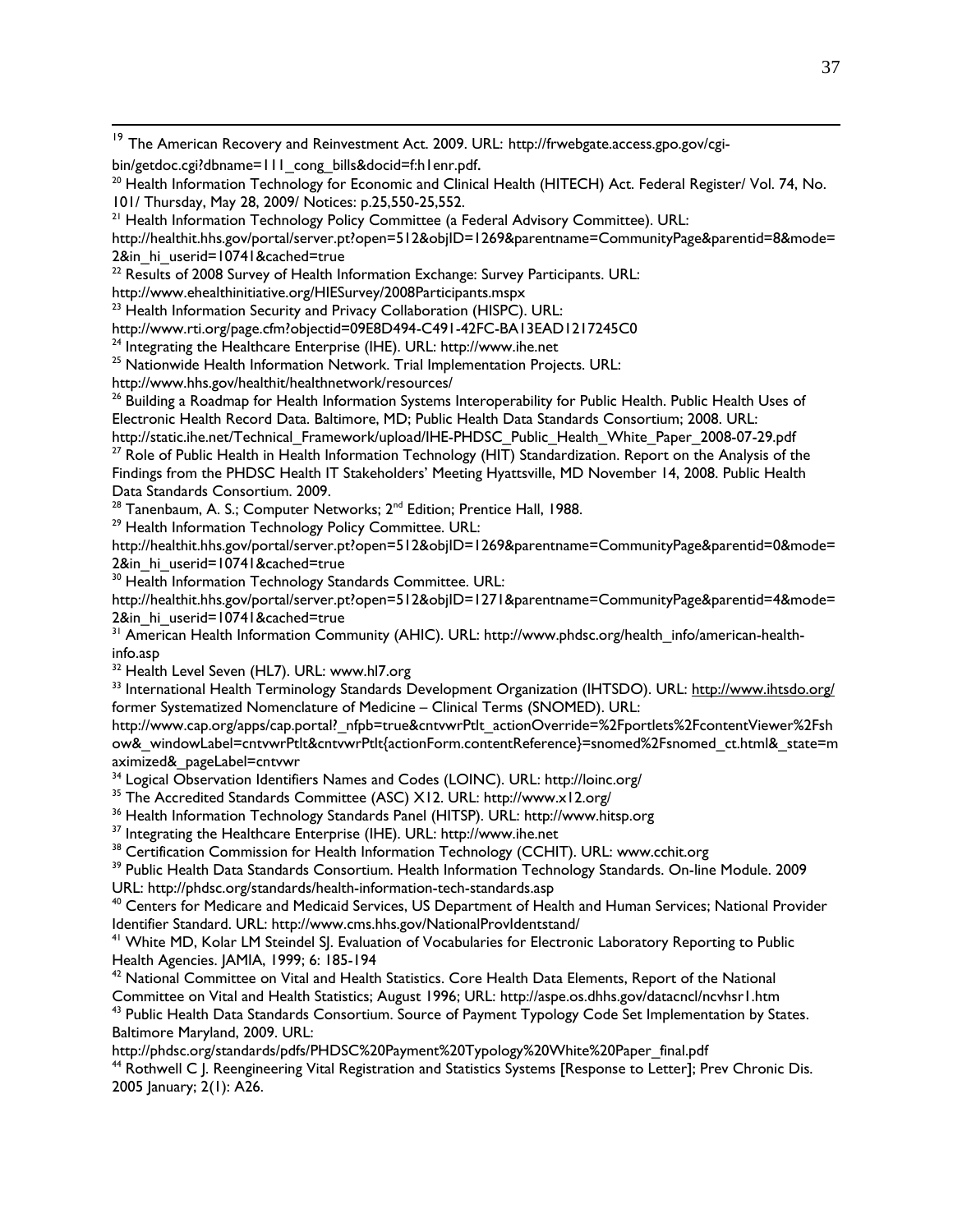[19] The American Recovery and Reinvestment Act. 2009. URL: http://frwebgate.access.gpo.gov/cgi-bin/getdoc.cgi?dbname=111_cong_bills&docid=f:h1enr.pdf.

[20] Health Information Technology for Economic and Clinical Health (HITECH) Act. Federal Register/ Vol. 74, No. 101/ Thursday, May 28, 2009/ Notices: p.25,550-25,552.

[21] Health Information Technology Policy Committee (a Federal Advisory Committee). URL: http://healthit.hhs.gov/portal/server.pt?open=512&objID=1269&parentname=CommunityPage&parentid=8&mode=2&in_hi_userid=10741&cached=true

[22] Results of 2008 Survey of Health Information Exchange: Survey Participants. URL: http://www.ehealthinitiative.org/HIESurvey/2008Participants.mspx

[23] Health Information Security and Privacy Collaboration (HISPC). URL: http://www.rti.org/page.cfm?objectid=09E8D494-C491-42FC-BA13EAD1217245C0

[24] Integrating the Healthcare Enterprise (IHE). URL: http://www.ihe.net

[25] Nationwide Health Information Network. Trial Implementation Projects. URL: http://www.hhs.gov/healthit/healthnetwork/resources/

[26] Building a Roadmap for Health Information Systems Interoperability for Public Health. Public Health Uses of Electronic Health Record Data. Baltimore, MD; Public Health Data Standards Consortium; 2008. URL: http://static.ihe.net/Technical_Framework/upload/IHE-PHDSC_Public_Health_White_Paper_2008-07-29.pdf

[27] Role of Public Health in Health Information Technology (HIT) Standardization. Report on the Analysis of the Findings from the PHDSC Health IT Stakeholders' Meeting Hyattsville, MD November 14, 2008. Public Health Data Standards Consortium. 2009.

[28] Tanenbaum, A. S.; Computer Networks; 2nd Edition; Prentice Hall, 1988.

[29] Health Information Technology Policy Committee. URL: http://healthit.hhs.gov/portal/server.pt?open=512&objID=1269&parentname=CommunityPage&parentid=0&mode=2&in_hi_userid=10741&cached=true

[30] Health Information Technology Standards Committee. URL: http://healthit.hhs.gov/portal/server.pt?open=512&objID=1271&parentname=CommunityPage&parentid=4&mode=2&in_hi_userid=10741&cached=true

[31] American Health Information Community (AHIC). URL: http://www.phdsc.org/health_info/american-health-info.asp

[32] Health Level Seven (HL7). URL: www.hl7.org

[33] International Health Terminology Standards Development Organization (IHTSDO). URL: http://www.ihtsdo.org/ former Systematized Nomenclature of Medicine – Clinical Terms (SNOMED). URL: http://www.cap.org/apps/cap.portal?_nfpb=true&cntvwrPtlt_actionOverride=%2Fportlets%2FcontentViewer%2Fshow&_windowLabel=cntvwrPtlt&cntvwrPtlt{actionForm.contentReference}=snomed%2Fsnomed_ct.html&_state=maximized&_pageLabel=cntvwr

[34] Logical Observation Identifiers Names and Codes (LOINC). URL: http://loinc.org/

[35] The Accredited Standards Committee (ASC) X12. URL: http://www.x12.org/

[36] Health Information Technology Standards Panel (HITSP). URL: http://www.hitsp.org

[37] Integrating the Healthcare Enterprise (IHE). URL: http://www.ihe.net

[38] Certification Commission for Health Information Technology (CCHIT). URL: www.cchit.org

[39] Public Health Data Standards Consortium. Health Information Technology Standards. On-line Module. 2009 URL: http://phdsc.org/standards/health-information-tech-standards.asp

[40] Centers for Medicare and Medicaid Services, US Department of Health and Human Services; National Provider Identifier Standard. URL: http://www.cms.hhs.gov/NationalProvIdentstand/

[41] White MD, Kolar LM Steindel SJ. Evaluation of Vocabularies for Electronic Laboratory Reporting to Public Health Agencies. JAMIA, 1999; 6: 185-194

[42] National Committee on Vital and Health Statistics. Core Health Data Elements, Report of the National Committee on Vital and Health Statistics; August 1996; URL: http://aspe.os.dhhs.gov/datacncl/ncvhsr1.htm

[43] Public Health Data Standards Consortium. Source of Payment Typology Code Set Implementation by States. Baltimore Maryland, 2009. URL: http://phdsc.org/standards/pdfs/PHDSC%20Payment%20Typology%20White%20Paper_final.pdf

[44] Rothwell C J. Reengineering Vital Registration and Statistics Systems [Response to Letter]; Prev Chronic Dis. 2005 January; 2(1): A26.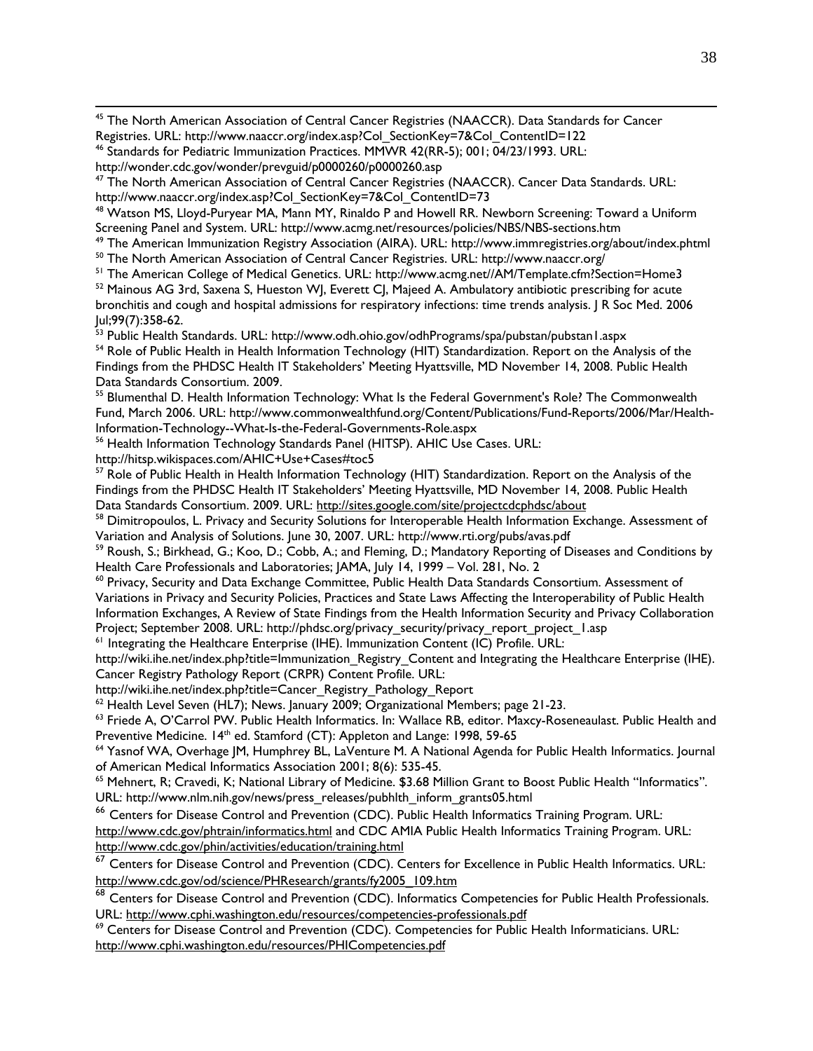[45] The North American Association of Central Cancer Registries (NAACCR). Data Standards for Cancer Registries. URL: http://www.naaccr.org/index.asp?Col_SectionKey=7&Col_ContentID=122

[46] Standards for Pediatric Immunization Practices. MMWR 42(RR-5); 001; 04/23/1993. URL: http://wonder.cdc.gov/wonder/prevguid/p0000260/p0000260.asp

[47] The North American Association of Central Cancer Registries (NAACCR). Cancer Data Standards. URL: http://www.naaccr.org/index.asp?Col_SectionKey=7&Col_ContentID=73

[48] Watson MS, Lloyd-Puryear MA, Mann MY, Rinaldo P and Howell RR. Newborn Screening: Toward a Uniform Screening Panel and System. URL: http://www.acmg.net/resources/policies/NBS/NBS-sections.htm

[49] The American Immunization Registry Association (AIRA). URL: http://www.immregistries.org/about/index.phtml

[50] The North American Association of Central Cancer Registries. URL: http://www.naaccr.org/

[51] The American College of Medical Genetics. URL: http://www.acmg.net//AM/Template.cfm?Section=Home3

[52] Mainous AG 3rd, Saxena S, Hueston WJ, Everett CJ, Majeed A. Ambulatory antibiotic prescribing for acute bronchitis and cough and hospital admissions for respiratory infections: time trends analysis. J R Soc Med. 2006 Jul;99(7):358-62.

[53] Public Health Standards. URL: http://www.odh.ohio.gov/odhPrograms/spa/pubstan/pubstan1.aspx

[54] Role of Public Health in Health Information Technology (HIT) Standardization. Report on the Analysis of the Findings from the PHDSC Health IT Stakeholders' Meeting Hyattsville, MD November 14, 2008. Public Health Data Standards Consortium. 2009.

[55] Blumenthal D. Health Information Technology: What Is the Federal Government's Role? The Commonwealth Fund, March 2006. URL: http://www.commonwealthfund.org/Content/Publications/Fund-Reports/2006/Mar/Health-Information-Technology--What-Is-the-Federal-Governments-Role.aspx

[56] Health Information Technology Standards Panel (HITSP). AHIC Use Cases. URL: http://hitsp.wikispaces.com/AHIC+Use+Cases#toc5

[57] Role of Public Health in Health Information Technology (HIT) Standardization. Report on the Analysis of the Findings from the PHDSC Health IT Stakeholders' Meeting Hyattsville, MD November 14, 2008. Public Health Data Standards Consortium. 2009. URL: http://sites.google.com/site/projectcdcphdsc/about

[58] Dimitropoulos, L. Privacy and Security Solutions for Interoperable Health Information Exchange. Assessment of Variation and Analysis of Solutions. June 30, 2007. URL: http://www.rti.org/pubs/avas.pdf

[59] Roush, S.; Birkhead, G.; Koo, D.; Cobb, A.; and Fleming, D.; Mandatory Reporting of Diseases and Conditions by Health Care Professionals and Laboratories; JAMA, July 14, 1999 – Vol. 281, No. 2

[60] Privacy, Security and Data Exchange Committee, Public Health Data Standards Consortium. Assessment of Variations in Privacy and Security Policies, Practices and State Laws Affecting the Interoperability of Public Health Information Exchanges, A Review of State Findings from the Health Information Security and Privacy Collaboration Project; September 2008. URL: http://phdsc.org/privacy_security/privacy_report_project_1.asp

[61] Integrating the Healthcare Enterprise (IHE). Immunization Content (IC) Profile. URL: http://wiki.ihe.net/index.php?title=Immunization_Registry_Content and Integrating the Healthcare Enterprise (IHE). Cancer Registry Pathology Report (CRPR) Content Profile. URL: http://wiki.ihe.net/index.php?title=Cancer_Registry_Pathology_Report

[62] Health Level Seven (HL7); News. January 2009; Organizational Members; page 21-23.

[63] Friede A, O'Carrol PW. Public Health Informatics. In: Wallace RB, editor. Maxcy-Roseneaulast. Public Health and Preventive Medicine. 14th ed. Stamford (CT): Appleton and Lange: 1998, 59-65

[64] Yasnof WA, Overhage JM, Humphrey BL, LaVenture M. A National Agenda for Public Health Informatics. Journal of American Medical Informatics Association 2001; 8(6): 535-45.

[65] Mehnert, R; Cravedi, K; National Library of Medicine. $3.68 Million Grant to Boost Public Health "Informatics". URL: http://www.nlm.nih.gov/news/press_releases/pubhlth_inform_grants05.html

[66] Centers for Disease Control and Prevention (CDC). Public Health Informatics Training Program. URL: http://www.cdc.gov/phtrain/informatics.html and CDC AMIA Public Health Informatics Training Program. URL: http://www.cdc.gov/phin/activities/education/training.html

[67] Centers for Disease Control and Prevention (CDC). Centers for Excellence in Public Health Informatics. URL: http://www.cdc.gov/od/science/PHResearch/grants/fy2005_109.htm

[68] Centers for Disease Control and Prevention (CDC). Informatics Competencies for Public Health Professionals. URL: http://www.cphi.washington.edu/resources/competencies-professionals.pdf

[69] Centers for Disease Control and Prevention (CDC). Competencies for Public Health Informaticians. URL: http://www.cphi.washington.edu/resources/PHICompetencies.pdf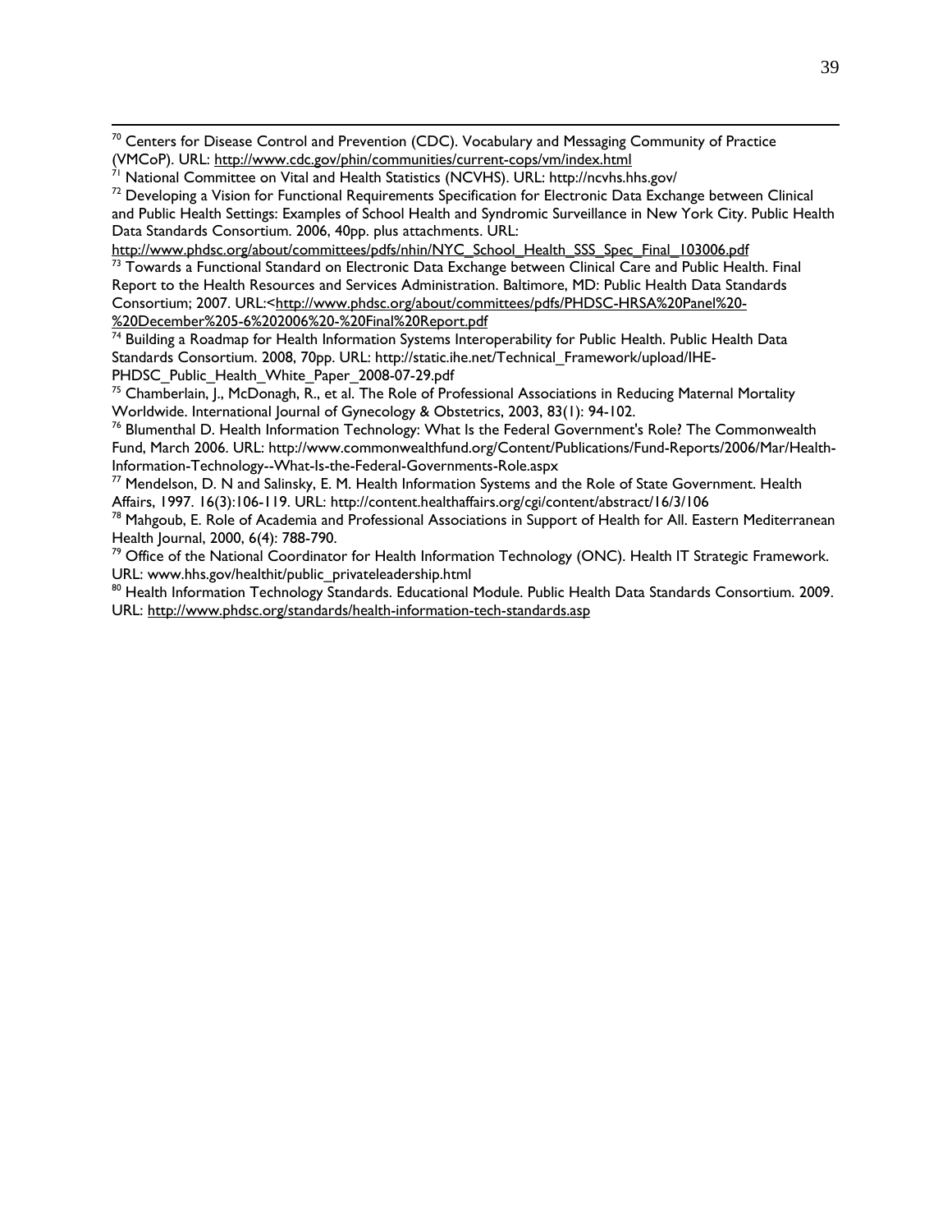[70] Centers for Disease Control and Prevention (CDC). Vocabulary and Messaging Community of Practice (VMCoP). URL: http://www.cdc.gov/phin/communities/current-cops/vm/index.html

[71] National Committee on Vital and Health Statistics (NCVHS). URL: http://ncvhs.hhs.gov/

[72] Developing a Vision for Functional Requirements Specification for Electronic Data Exchange between Clinical and Public Health Settings: Examples of School Health and Syndromic Surveillance in New York City. Public Health Data Standards Consortium. 2006, 40pp. plus attachments. URL: http://www.phdsc.org/about/committees/pdfs/nhin/NYC_School_Health_SSS_Spec_Final_103006.pdf

[73] Towards a Functional Standard on Electronic Data Exchange between Clinical Care and Public Health. Final Report to the Health Resources and Services Administration. Baltimore, MD: Public Health Data Standards Consortium; 2007. URL:<http://www.phdsc.org/about/committees/pdfs/PHDSC-HRSA%20Panel%20-%20December%205-6%202006%20-%20Final%20Report.pdf

[74] Building a Roadmap for Health Information Systems Interoperability for Public Health. Public Health Data Standards Consortium. 2008, 70pp. URL: http://static.ihe.net/Technical_Framework/upload/IHE-PHDSC_Public_Health_White_Paper_2008-07-29.pdf

[75] Chamberlain, J., McDonagh, R., et al. The Role of Professional Associations in Reducing Maternal Mortality Worldwide. International Journal of Gynecology & Obstetrics, 2003, 83(1): 94-102.

[76] Blumenthal D. Health Information Technology: What Is the Federal Government's Role? The Commonwealth Fund, March 2006. URL: http://www.commonwealthfund.org/Content/Publications/Fund-Reports/2006/Mar/Health-Information-Technology--What-Is-the-Federal-Governments-Role.aspx

[77] Mendelson, D. N and Salinsky, E. M. Health Information Systems and the Role of State Government. Health Affairs, 1997. 16(3):106-119. URL: http://content.healthaffairs.org/cgi/content/abstract/16/3/106

[78] Mahgoub, E. Role of Academia and Professional Associations in Support of Health for All. Eastern Mediterranean Health Journal, 2000, 6(4): 788-790.

[79] Office of the National Coordinator for Health Information Technology (ONC). Health IT Strategic Framework. URL: www.hhs.gov/healthit/public_privateleadership.html

[80] Health Information Technology Standards. Educational Module. Public Health Data Standards Consortium. 2009. URL: http://www.phdsc.org/standards/health-information-tech-standards.asp